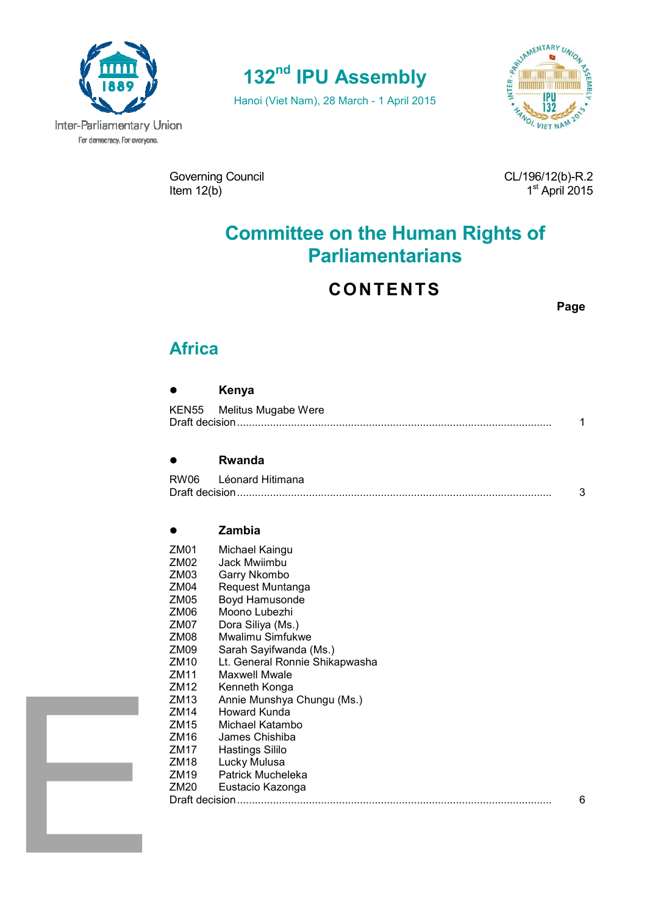Inter-Parliamentary Union
For democracy. For everyone.

# 132nd IPU Assembly

Hanoi (Viet Nam), 28 March - 1 April 2015

Governing Council
Item 12(b)

CL/196/12(b)-R.2
1st April 2015

# Committee on the Human Rights of Parliamentarians

## CONTENTS

**Page**

## Africa

- **Kenya**

KEN55 Melitus Mugabe Were
Draft decision ........................................................................ 1

- **Rwanda**

RW06 Léonard Hitimana
Draft decision ........................................................................ 3

- **Zambia**

ZM01 Michael Kaingu
ZM02 Jack Mwiimbu
ZM03 Garry Nkombo
ZM04 Request Muntanga
ZM05 Boyd Hamusonde
ZM06 Moono Lubezhi
ZM07 Dora Siliya (Ms.)
ZM08 Mwalimu Simfukwe
ZM09 Sarah Sayifwanda (Ms.)
ZM10 Lt. General Ronnie Shikapwasha
ZM11 Maxwell Mwale
ZM12 Kenneth Konga
ZM13 Annie Munshya Chungu (Ms.)
ZM14 Howard Kunda
ZM15 Michael Katambo
ZM16 James Chishiba
ZM17 Hastings Sililo
ZM18 Lucky Mulusa
ZM19 Patrick Mucheleka
ZM20 Eustacio Kazonga
Draft decision ........................................................................ 6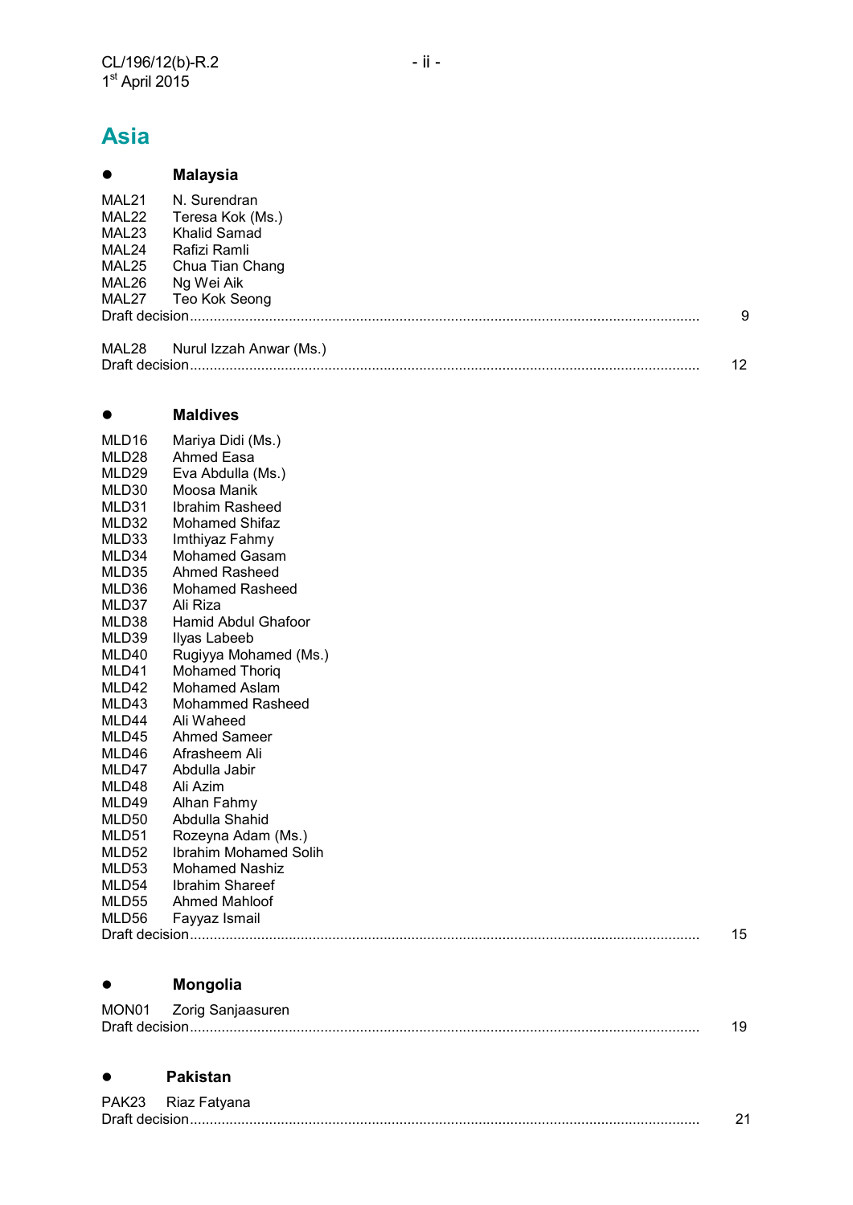## Asia

### ● Malaysia

MAL21 N. Surendran
MAL22 Teresa Kok (Ms.)
MAL23 Khalid Samad
MAL24 Rafizi Ramli
MAL25 Chua Tian Chang
MAL26 Ng Wei Aik
MAL27 Teo Kok Seong
Draft decision.............................................................................................................................. 9

MAL28 Nurul Izzah Anwar (Ms.)
Draft decision.............................................................................................................................. 12

### ● Maldives

MLD16 Mariya Didi (Ms.)
MLD28 Ahmed Easa
MLD29 Eva Abdulla (Ms.)
MLD30 Moosa Manik
MLD31 Ibrahim Rasheed
MLD32 Mohamed Shifaz
MLD33 Imthiyaz Fahmy
MLD34 Mohamed Gasam
MLD35 Ahmed Rasheed
MLD36 Mohamed Rasheed
MLD37 Ali Riza
MLD38 Hamid Abdul Ghafoor
MLD39 Ilyas Labeeb
MLD40 Rugiyya Mohamed (Ms.)
MLD41 Mohamed Thoriq
MLD42 Mohamed Aslam
MLD43 Mohammed Rasheed
MLD44 Ali Waheed
MLD45 Ahmed Sameer
MLD46 Afrasheem Ali
MLD47 Abdulla Jabir
MLD48 Ali Azim
MLD49 Alhan Fahmy
MLD50 Abdulla Shahid
MLD51 Rozeyna Adam (Ms.)
MLD52 Ibrahim Mohamed Solih
MLD53 Mohamed Nashiz
MLD54 Ibrahim Shareef
MLD55 Ahmed Mahloof
MLD56 Fayyaz Ismail
Draft decision.............................................................................................................................. 15

### ● Mongolia

MON01 Zorig Sanjaasuren
Draft decision.............................................................................................................................. 19

### ● Pakistan

PAK23 Riaz Fatyana
Draft decision.............................................................................................................................. 21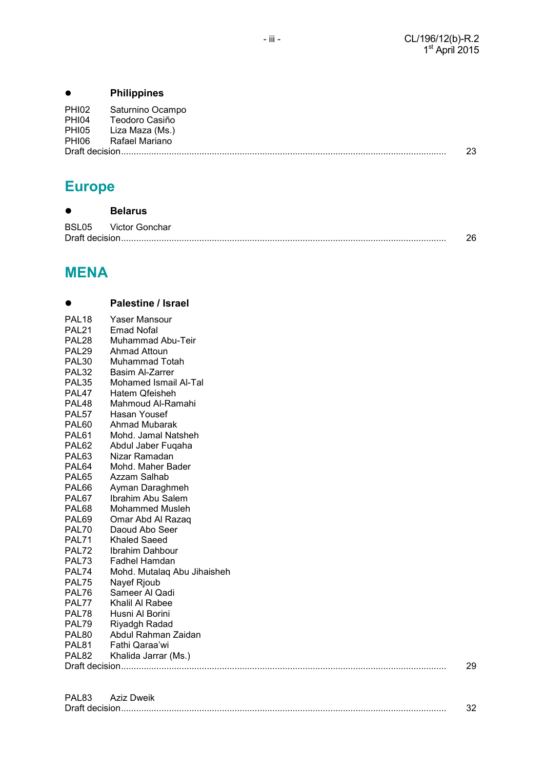- **Philippines**

PHI02 Saturnino Ocampo
PHI04 Teodoro Casiño
PHI05 Liza Maza (Ms.)
PHI06 Rafael Mariano
Draft decision........................................................................................................................ 23

## Europe

- **Belarus**

BSL05 Victor Gonchar
Draft decision........................................................................................................................ 26

## MENA

- **Palestine / Israel**

PAL18 Yaser Mansour
PAL21 Emad Nofal
PAL28 Muhammad Abu-Teir
PAL29 Ahmad Attoun
PAL30 Muhammad Totah
PAL32 Basim Al-Zarrer
PAL35 Mohamed Ismail Al-Tal
PAL47 Hatem Qfeisheh
PAL48 Mahmoud Al-Ramahi
PAL57 Hasan Yousef
PAL60 Ahmad Mubarak
PAL61 Mohd. Jamal Natsheh
PAL62 Abdul Jaber Fuqaha
PAL63 Nizar Ramadan
PAL64 Mohd. Maher Bader
PAL65 Azzam Salhab
PAL66 Ayman Daraghmeh
PAL67 Ibrahim Abu Salem
PAL68 Mohammed Musleh
PAL69 Omar Abd Al Razaq
PAL70 Daoud Abo Seer
PAL71 Khaled Saeed
PAL72 Ibrahim Dahbour
PAL73 Fadhel Hamdan
PAL74 Mohd. Mutalaq Abu Jihaisheh
PAL75 Nayef Rjoub
PAL76 Sameer Al Qadi
PAL77 Khalil Al Rabee
PAL78 Husni Al Borini
PAL79 Riyadgh Radad
PAL80 Abdul Rahman Zaidan
PAL81 Fathi Qaraa'wi
PAL82 Khalida Jarrar (Ms.)
Draft decision........................................................................................................................ 29

PAL83 Aziz Dweik
Draft decision........................................................................................................................ 32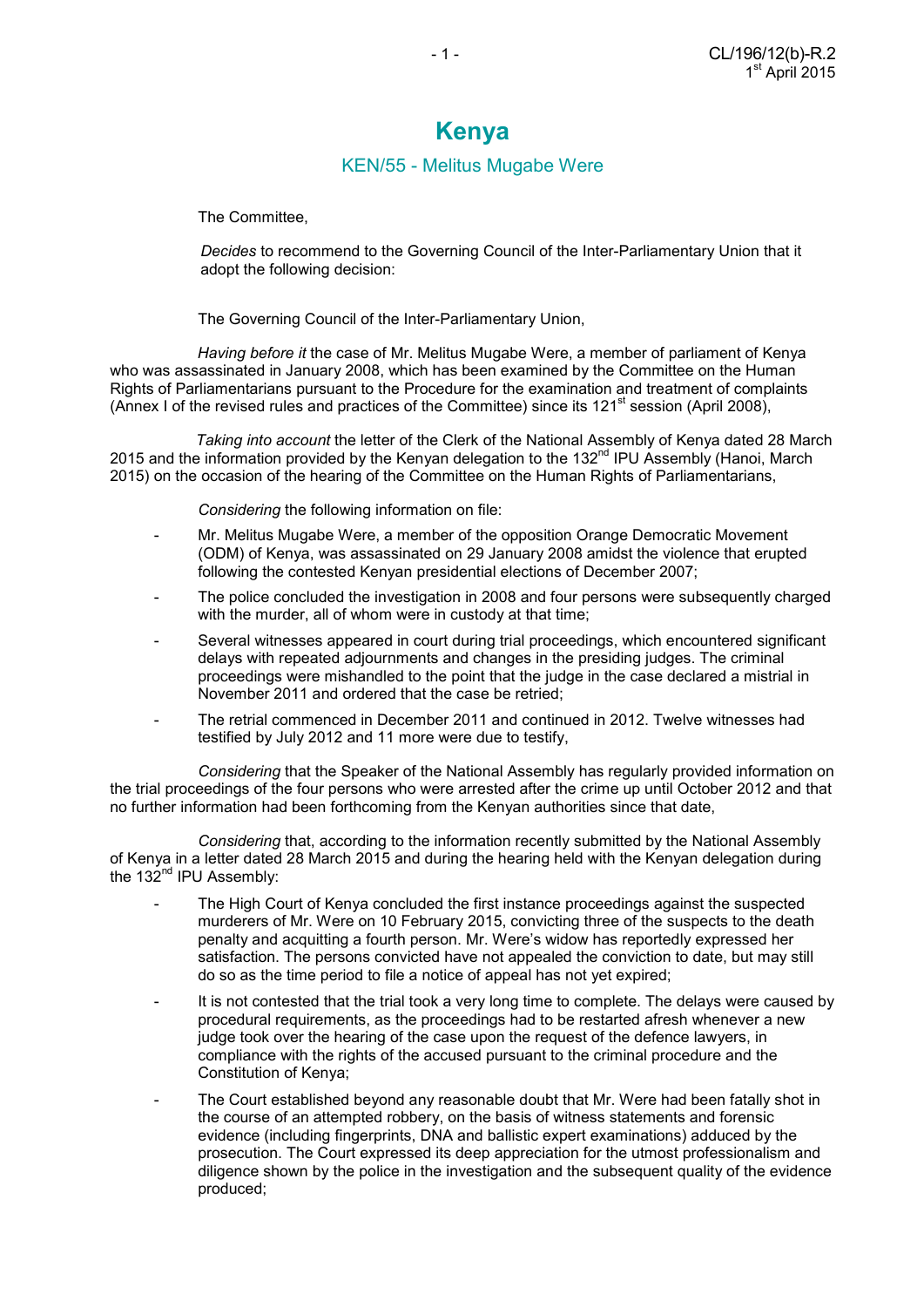# Kenya

## KEN/55 - Melitus Mugabe Were

The Committee,

*Decides* to recommend to the Governing Council of the Inter-Parliamentary Union that it adopt the following decision:

The Governing Council of the Inter-Parliamentary Union,

*Having before it* the case of Mr. Melitus Mugabe Were, a member of parliament of Kenya who was assassinated in January 2008, which has been examined by the Committee on the Human Rights of Parliamentarians pursuant to the Procedure for the examination and treatment of complaints (Annex I of the revised rules and practices of the Committee) since its 121st session (April 2008),

*Taking into account* the letter of the Clerk of the National Assembly of Kenya dated 28 March 2015 and the information provided by the Kenyan delegation to the 132nd IPU Assembly (Hanoi, March 2015) on the occasion of the hearing of the Committee on the Human Rights of Parliamentarians,

*Considering* the following information on file:

- Mr. Melitus Mugabe Were, a member of the opposition Orange Democratic Movement (ODM) of Kenya, was assassinated on 29 January 2008 amidst the violence that erupted following the contested Kenyan presidential elections of December 2007;
- The police concluded the investigation in 2008 and four persons were subsequently charged with the murder, all of whom were in custody at that time;
- Several witnesses appeared in court during trial proceedings, which encountered significant delays with repeated adjournments and changes in the presiding judges. The criminal proceedings were mishandled to the point that the judge in the case declared a mistrial in November 2011 and ordered that the case be retried;
- The retrial commenced in December 2011 and continued in 2012. Twelve witnesses had testified by July 2012 and 11 more were due to testify,

*Considering* that the Speaker of the National Assembly has regularly provided information on the trial proceedings of the four persons who were arrested after the crime up until October 2012 and that no further information had been forthcoming from the Kenyan authorities since that date,

*Considering* that, according to the information recently submitted by the National Assembly of Kenya in a letter dated 28 March 2015 and during the hearing held with the Kenyan delegation during the 132nd IPU Assembly:

- The High Court of Kenya concluded the first instance proceedings against the suspected murderers of Mr. Were on 10 February 2015, convicting three of the suspects to the death penalty and acquitting a fourth person. Mr. Were's widow has reportedly expressed her satisfaction. The persons convicted have not appealed the conviction to date, but may still do so as the time period to file a notice of appeal has not yet expired;
- It is not contested that the trial took a very long time to complete. The delays were caused by procedural requirements, as the proceedings had to be restarted afresh whenever a new judge took over the hearing of the case upon the request of the defence lawyers, in compliance with the rights of the accused pursuant to the criminal procedure and the Constitution of Kenya;
- The Court established beyond any reasonable doubt that Mr. Were had been fatally shot in the course of an attempted robbery, on the basis of witness statements and forensic evidence (including fingerprints, DNA and ballistic expert examinations) adduced by the prosecution. The Court expressed its deep appreciation for the utmost professionalism and diligence shown by the police in the investigation and the subsequent quality of the evidence produced;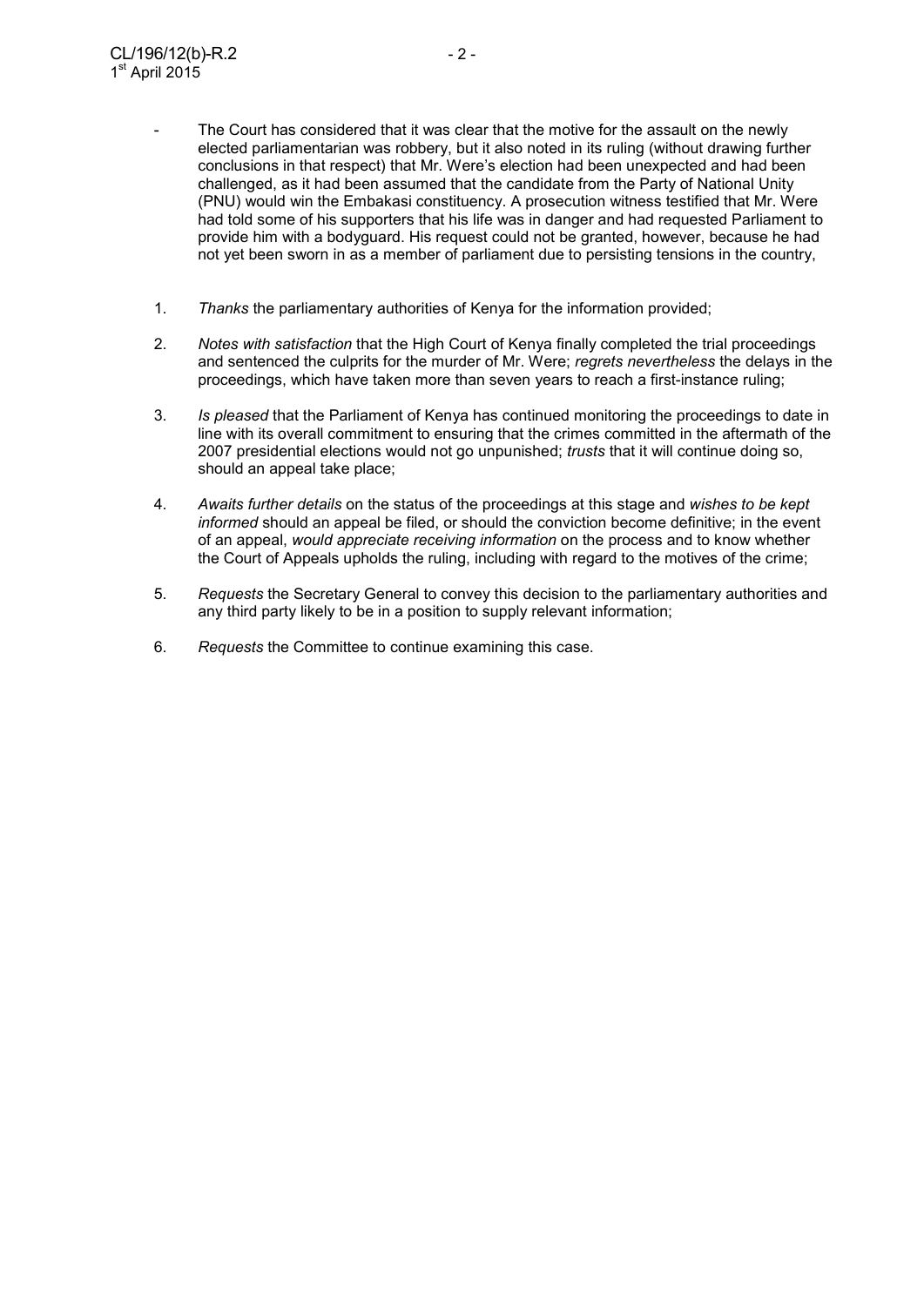- The Court has considered that it was clear that the motive for the assault on the newly elected parliamentarian was robbery, but it also noted in its ruling (without drawing further conclusions in that respect) that Mr. Were's election had been unexpected and had been challenged, as it had been assumed that the candidate from the Party of National Unity (PNU) would win the Embakasi constituency. A prosecution witness testified that Mr. Were had told some of his supporters that his life was in danger and had requested Parliament to provide him with a bodyguard. His request could not be granted, however, because he had not yet been sworn in as a member of parliament due to persisting tensions in the country,

1. *Thanks* the parliamentary authorities of Kenya for the information provided;

2. *Notes with satisfaction* that the High Court of Kenya finally completed the trial proceedings and sentenced the culprits for the murder of Mr. Were; *regrets nevertheless* the delays in the proceedings, which have taken more than seven years to reach a first-instance ruling;

3. *Is pleased* that the Parliament of Kenya has continued monitoring the proceedings to date in line with its overall commitment to ensuring that the crimes committed in the aftermath of the 2007 presidential elections would not go unpunished; *trusts* that it will continue doing so, should an appeal take place;

4. *Awaits further details* on the status of the proceedings at this stage and *wishes to be kept informed* should an appeal be filed, or should the conviction become definitive; in the event of an appeal, *would appreciate receiving information* on the process and to know whether the Court of Appeals upholds the ruling, including with regard to the motives of the crime;

5. *Requests* the Secretary General to convey this decision to the parliamentary authorities and any third party likely to be in a position to supply relevant information;

6. *Requests* the Committee to continue examining this case.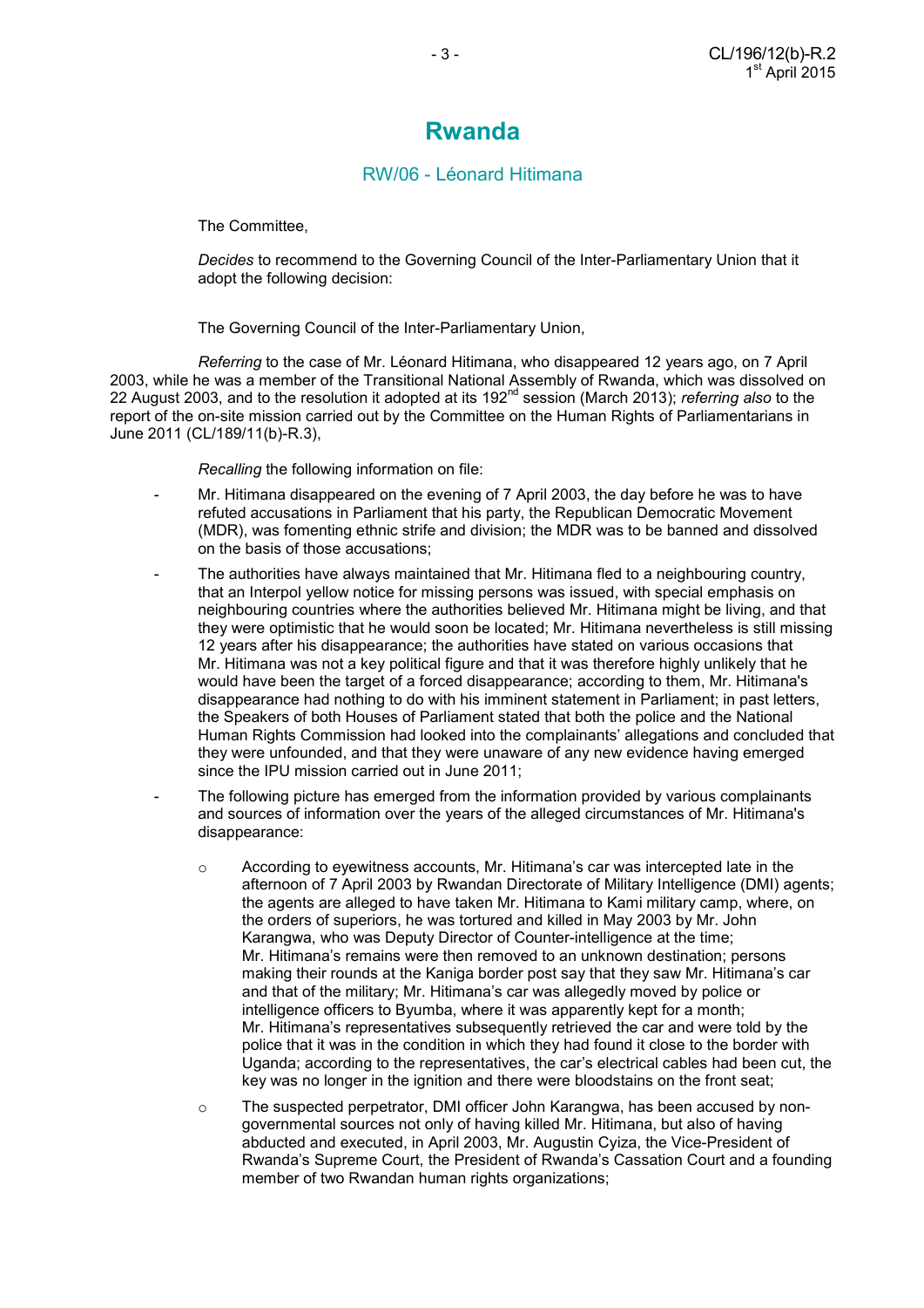# Rwanda

## RW/06 - Léonard Hitimana

The Committee,

*Decides* to recommend to the Governing Council of the Inter-Parliamentary Union that it adopt the following decision:

The Governing Council of the Inter-Parliamentary Union,

*Referring* to the case of Mr. Léonard Hitimana, who disappeared 12 years ago, on 7 April 2003, while he was a member of the Transitional National Assembly of Rwanda, which was dissolved on 22 August 2003, and to the resolution it adopted at its 192nd session (March 2013); *referring also* to the report of the on-site mission carried out by the Committee on the Human Rights of Parliamentarians in June 2011 (CL/189/11(b)-R.3),

*Recalling* the following information on file:

- Mr. Hitimana disappeared on the evening of 7 April 2003, the day before he was to have refuted accusations in Parliament that his party, the Republican Democratic Movement (MDR), was fomenting ethnic strife and division; the MDR was to be banned and dissolved on the basis of those accusations;
- The authorities have always maintained that Mr. Hitimana fled to a neighbouring country, that an Interpol yellow notice for missing persons was issued, with special emphasis on neighbouring countries where the authorities believed Mr. Hitimana might be living, and that they were optimistic that he would soon be located; Mr. Hitimana nevertheless is still missing 12 years after his disappearance; the authorities have stated on various occasions that Mr. Hitimana was not a key political figure and that it was therefore highly unlikely that he would have been the target of a forced disappearance; according to them, Mr. Hitimana's disappearance had nothing to do with his imminent statement in Parliament; in past letters, the Speakers of both Houses of Parliament stated that both the police and the National Human Rights Commission had looked into the complainants' allegations and concluded that they were unfounded, and that they were unaware of any new evidence having emerged since the IPU mission carried out in June 2011;
- The following picture has emerged from the information provided by various complainants and sources of information over the years of the alleged circumstances of Mr. Hitimana's disappearance:
  - According to eyewitness accounts, Mr. Hitimana's car was intercepted late in the afternoon of 7 April 2003 by Rwandan Directorate of Military Intelligence (DMI) agents; the agents are alleged to have taken Mr. Hitimana to Kami military camp, where, on the orders of superiors, he was tortured and killed in May 2003 by Mr. John Karangwa, who was Deputy Director of Counter-intelligence at the time; Mr. Hitimana's remains were then removed to an unknown destination; persons making their rounds at the Kaniga border post say that they saw Mr. Hitimana's car and that of the military; Mr. Hitimana's car was allegedly moved by police or intelligence officers to Byumba, where it was apparently kept for a month; Mr. Hitimana's representatives subsequently retrieved the car and were told by the police that it was in the condition in which they had found it close to the border with Uganda; according to the representatives, the car's electrical cables had been cut, the key was no longer in the ignition and there were bloodstains on the front seat;
  - The suspected perpetrator, DMI officer John Karangwa, has been accused by non-governmental sources not only of having killed Mr. Hitimana, but also of having abducted and executed, in April 2003, Mr. Augustin Cyiza, the Vice-President of Rwanda's Supreme Court, the President of Rwanda's Cassation Court and a founding member of two Rwandan human rights organizations;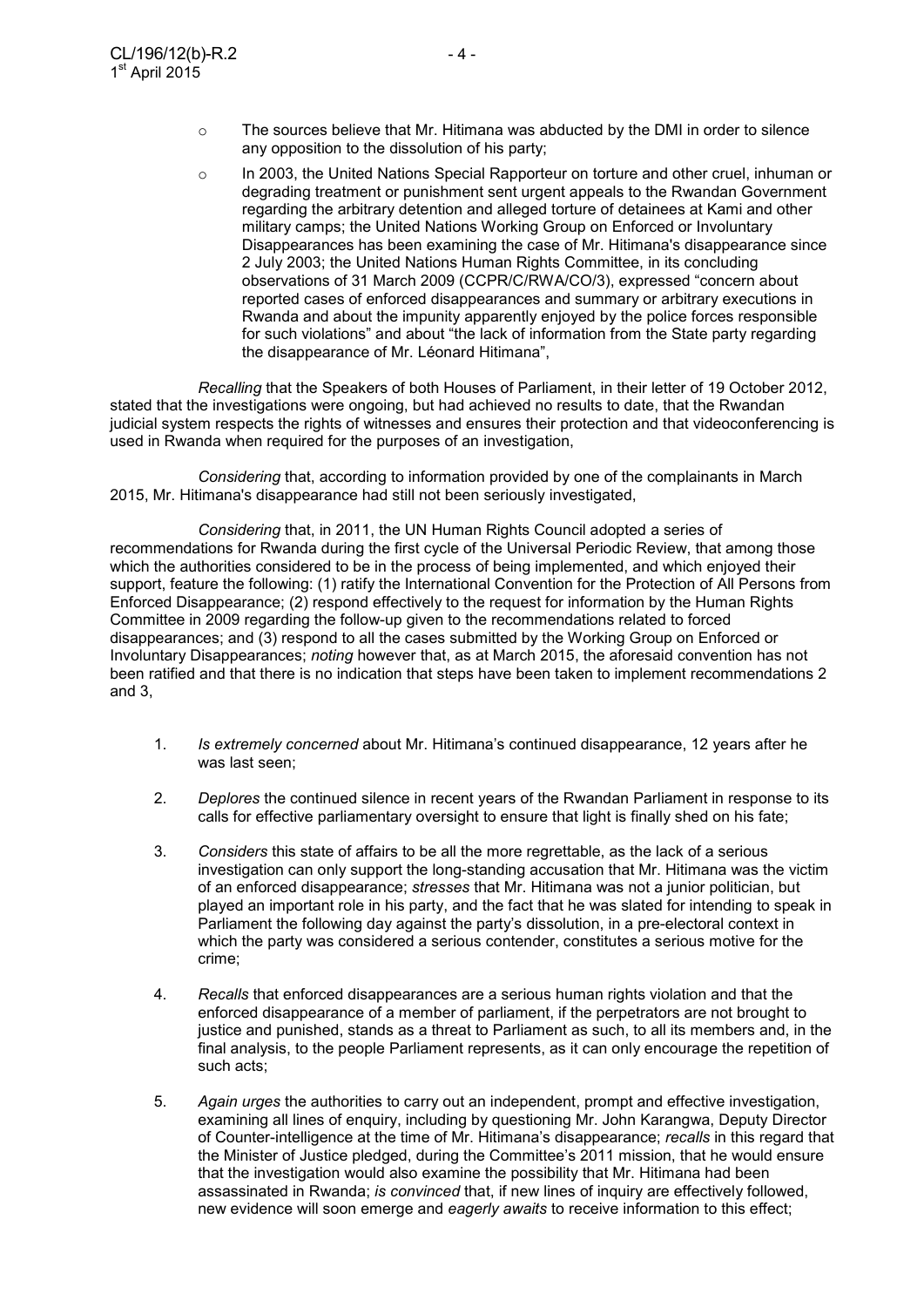- The sources believe that Mr. Hitimana was abducted by the DMI in order to silence any opposition to the dissolution of his party;
- In 2003, the United Nations Special Rapporteur on torture and other cruel, inhuman or degrading treatment or punishment sent urgent appeals to the Rwandan Government regarding the arbitrary detention and alleged torture of detainees at Kami and other military camps; the United Nations Working Group on Enforced or Involuntary Disappearances has been examining the case of Mr. Hitimana's disappearance since 2 July 2003; the United Nations Human Rights Committee, in its concluding observations of 31 March 2009 (CCPR/C/RWA/CO/3), expressed "concern about reported cases of enforced disappearances and summary or arbitrary executions in Rwanda and about the impunity apparently enjoyed by the police forces responsible for such violations" and about "the lack of information from the State party regarding the disappearance of Mr. Léonard Hitimana",

*Recalling* that the Speakers of both Houses of Parliament, in their letter of 19 October 2012, stated that the investigations were ongoing, but had achieved no results to date, that the Rwandan judicial system respects the rights of witnesses and ensures their protection and that videoconferencing is used in Rwanda when required for the purposes of an investigation,

*Considering* that, according to information provided by one of the complainants in March 2015, Mr. Hitimana's disappearance had still not been seriously investigated,

*Considering* that, in 2011, the UN Human Rights Council adopted a series of recommendations for Rwanda during the first cycle of the Universal Periodic Review, that among those which the authorities considered to be in the process of being implemented, and which enjoyed their support, feature the following: (1) ratify the International Convention for the Protection of All Persons from Enforced Disappearance; (2) respond effectively to the request for information by the Human Rights Committee in 2009 regarding the follow-up given to the recommendations related to forced disappearances; and (3) respond to all the cases submitted by the Working Group on Enforced or Involuntary Disappearances; *noting* however that, as at March 2015, the aforesaid convention has not been ratified and that there is no indication that steps have been taken to implement recommendations 2 and 3,

1. *Is extremely concerned* about Mr. Hitimana's continued disappearance, 12 years after he was last seen;

2. *Deplores* the continued silence in recent years of the Rwandan Parliament in response to its calls for effective parliamentary oversight to ensure that light is finally shed on his fate;

3. *Considers* this state of affairs to be all the more regrettable, as the lack of a serious investigation can only support the long-standing accusation that Mr. Hitimana was the victim of an enforced disappearance; *stresses* that Mr. Hitimana was not a junior politician, but played an important role in his party, and the fact that he was slated for intending to speak in Parliament the following day against the party's dissolution, in a pre-electoral context in which the party was considered a serious contender, constitutes a serious motive for the crime;

4. *Recalls* that enforced disappearances are a serious human rights violation and that the enforced disappearance of a member of parliament, if the perpetrators are not brought to justice and punished, stands as a threat to Parliament as such, to all its members and, in the final analysis, to the people Parliament represents, as it can only encourage the repetition of such acts;

5. *Again urges* the authorities to carry out an independent, prompt and effective investigation, examining all lines of enquiry, including by questioning Mr. John Karangwa, Deputy Director of Counter-intelligence at the time of Mr. Hitimana's disappearance; *recalls* in this regard that the Minister of Justice pledged, during the Committee's 2011 mission, that he would ensure that the investigation would also examine the possibility that Mr. Hitimana had been assassinated in Rwanda; *is convinced* that, if new lines of inquiry are effectively followed, new evidence will soon emerge and *eagerly awaits* to receive information to this effect;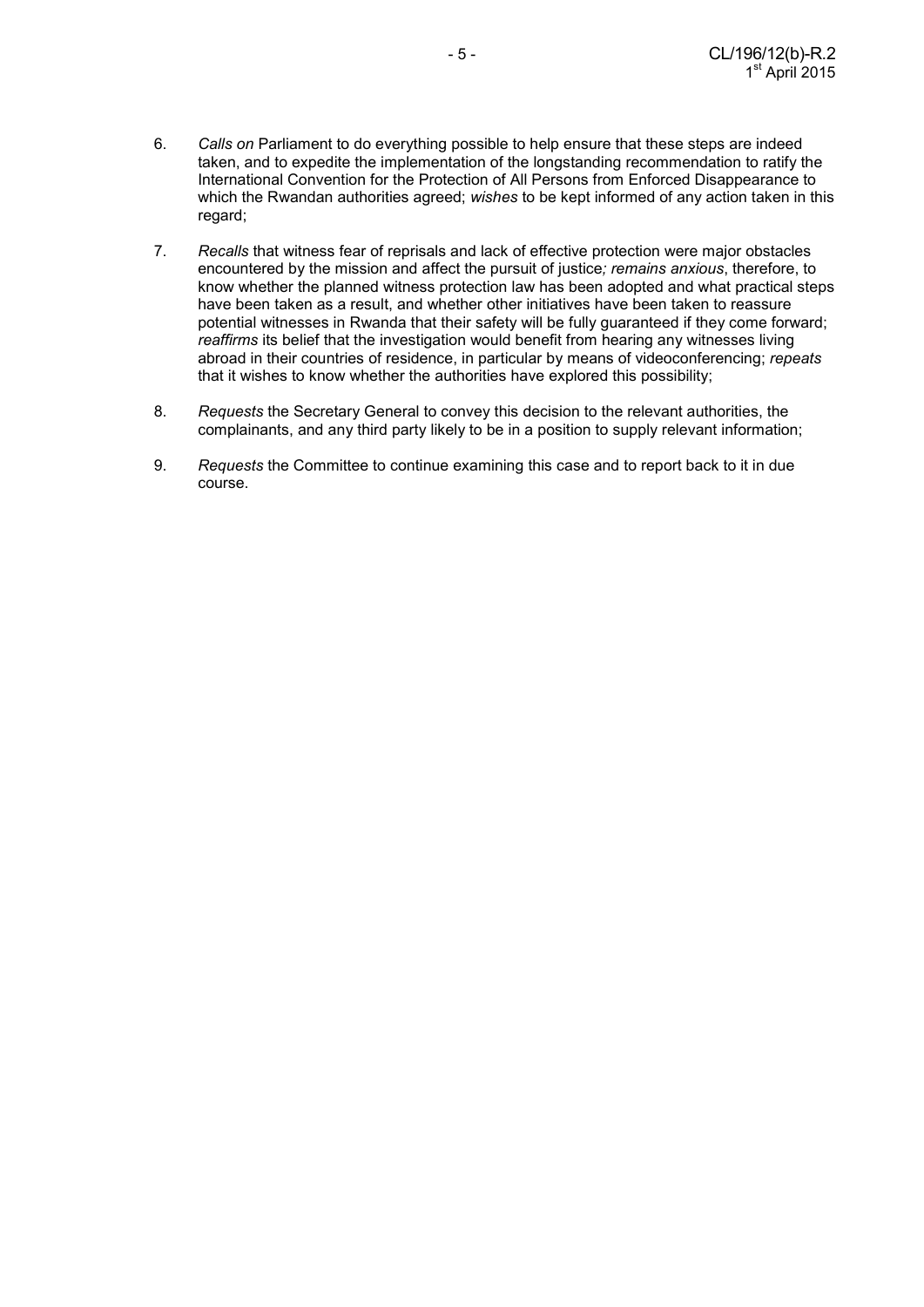6. *Calls on* Parliament to do everything possible to help ensure that these steps are indeed taken, and to expedite the implementation of the longstanding recommendation to ratify the International Convention for the Protection of All Persons from Enforced Disappearance to which the Rwandan authorities agreed; *wishes* to be kept informed of any action taken in this regard;

7. *Recalls* that witness fear of reprisals and lack of effective protection were major obstacles encountered by the mission and affect the pursuit of justice*; remains anxious*, therefore, to know whether the planned witness protection law has been adopted and what practical steps have been taken as a result, and whether other initiatives have been taken to reassure potential witnesses in Rwanda that their safety will be fully guaranteed if they come forward; *reaffirms* its belief that the investigation would benefit from hearing any witnesses living abroad in their countries of residence, in particular by means of videoconferencing; *repeats* that it wishes to know whether the authorities have explored this possibility;

8. *Requests* the Secretary General to convey this decision to the relevant authorities, the complainants, and any third party likely to be in a position to supply relevant information;

9. *Requests* the Committee to continue examining this case and to report back to it in due course.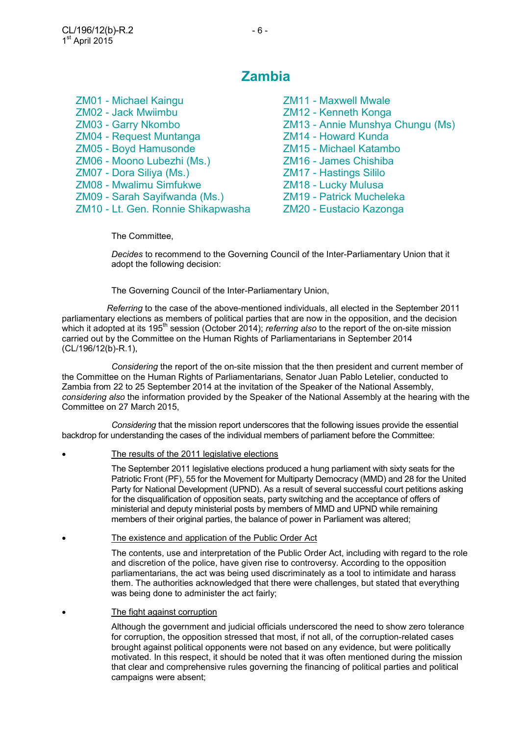# Zambia

ZM01 - Michael Kaingu
ZM02 - Jack Mwiimbu
ZM03 - Garry Nkombo
ZM04 - Request Muntanga
ZM05 - Boyd Hamusonde
ZM06 - Moono Lubezhi (Ms.)
ZM07 - Dora Siliya (Ms.)
ZM08 - Mwalimu Simfukwe
ZM09 - Sarah Sayifwanda (Ms.)
ZM10 - Lt. Gen. Ronnie Shikapwasha
ZM11 - Maxwell Mwale
ZM12 - Kenneth Konga
ZM13 - Annie Munshya Chungu (Ms)
ZM14 - Howard Kunda
ZM15 - Michael Katambo
ZM16 - James Chishiba
ZM17 - Hastings Sililo
ZM18 - Lucky Mulusa
ZM19 - Patrick Mucheleka
ZM20 - Eustacio Kazonga

The Committee,

*Decides* to recommend to the Governing Council of the Inter-Parliamentary Union that it adopt the following decision:

The Governing Council of the Inter-Parliamentary Union,

*Referring* to the case of the above-mentioned individuals, all elected in the September 2011 parliamentary elections as members of political parties that are now in the opposition, and the decision which it adopted at its 195th session (October 2014); *referring also* to the report of the on-site mission carried out by the Committee on the Human Rights of Parliamentarians in September 2014 (CL/196/12(b)-R.1),

*Considering* the report of the on-site mission that the then president and current member of the Committee on the Human Rights of Parliamentarians, Senator Juan Pablo Letelier, conducted to Zambia from 22 to 25 September 2014 at the invitation of the Speaker of the National Assembly, *considering also* the information provided by the Speaker of the National Assembly at the hearing with the Committee on 27 March 2015,

*Considering* that the mission report underscores that the following issues provide the essential backdrop for understanding the cases of the individual members of parliament before the Committee:

- The results of the 2011 legislative elections

  The September 2011 legislative elections produced a hung parliament with sixty seats for the Patriotic Front (PF), 55 for the Movement for Multiparty Democracy (MMD) and 28 for the United Party for National Development (UPND). As a result of several successful court petitions asking for the disqualification of opposition seats, party switching and the acceptance of offers of ministerial and deputy ministerial posts by members of MMD and UPND while remaining members of their original parties, the balance of power in Parliament was altered;

- The existence and application of the Public Order Act

  The contents, use and interpretation of the Public Order Act, including with regard to the role and discretion of the police, have given rise to controversy. According to the opposition parliamentarians, the act was being used discriminately as a tool to intimidate and harass them. The authorities acknowledged that there were challenges, but stated that everything was being done to administer the act fairly;

- The fight against corruption

  Although the government and judicial officials underscored the need to show zero tolerance for corruption, the opposition stressed that most, if not all, of the corruption-related cases brought against political opponents were not based on any evidence, but were politically motivated. In this respect, it should be noted that it was often mentioned during the mission that clear and comprehensive rules governing the financing of political parties and political campaigns were absent;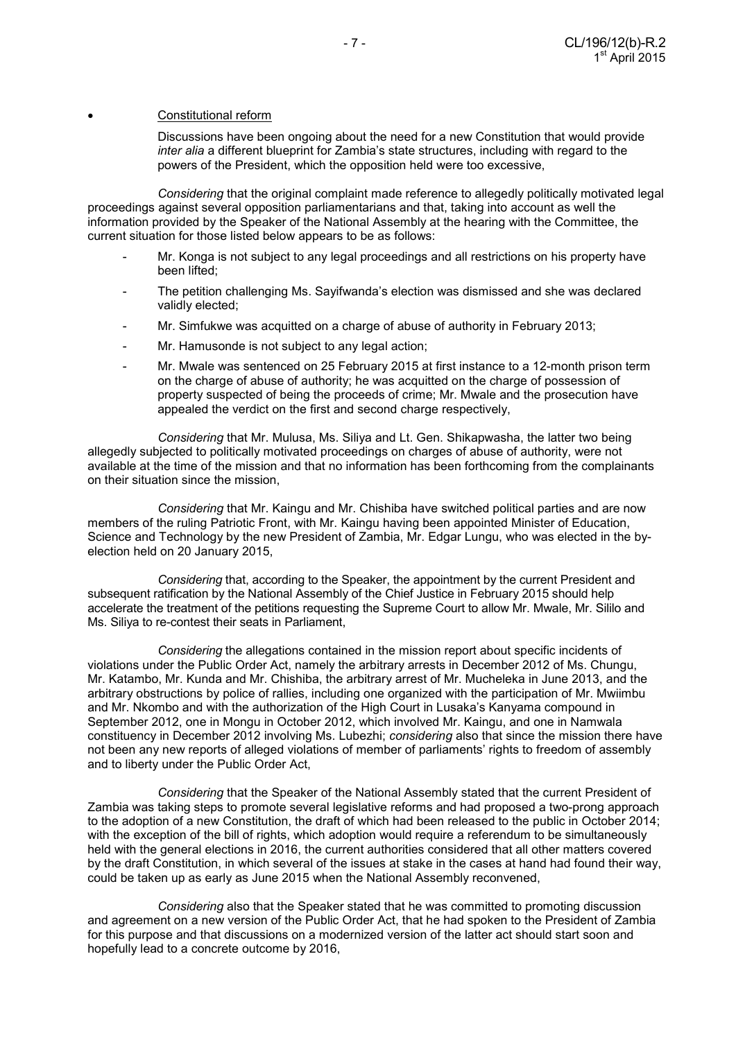- Constitutional reform

  Discussions have been ongoing about the need for a new Constitution that would provide *inter alia* a different blueprint for Zambia's state structures, including with regard to the powers of the President, which the opposition held were too excessive,

*Considering* that the original complaint made reference to allegedly politically motivated legal proceedings against several opposition parliamentarians and that, taking into account as well the information provided by the Speaker of the National Assembly at the hearing with the Committee, the current situation for those listed below appears to be as follows:

- Mr. Konga is not subject to any legal proceedings and all restrictions on his property have been lifted;
- The petition challenging Ms. Sayifwanda's election was dismissed and she was declared validly elected;
- Mr. Simfukwe was acquitted on a charge of abuse of authority in February 2013;
- Mr. Hamusonde is not subject to any legal action;
- Mr. Mwale was sentenced on 25 February 2015 at first instance to a 12-month prison term on the charge of abuse of authority; he was acquitted on the charge of possession of property suspected of being the proceeds of crime; Mr. Mwale and the prosecution have appealed the verdict on the first and second charge respectively,

*Considering* that Mr. Mulusa, Ms. Siliya and Lt. Gen. Shikapwasha, the latter two being allegedly subjected to politically motivated proceedings on charges of abuse of authority, were not available at the time of the mission and that no information has been forthcoming from the complainants on their situation since the mission,

*Considering* that Mr. Kaingu and Mr. Chishiba have switched political parties and are now members of the ruling Patriotic Front, with Mr. Kaingu having been appointed Minister of Education, Science and Technology by the new President of Zambia, Mr. Edgar Lungu, who was elected in the by-election held on 20 January 2015,

*Considering* that, according to the Speaker, the appointment by the current President and subsequent ratification by the National Assembly of the Chief Justice in February 2015 should help accelerate the treatment of the petitions requesting the Supreme Court to allow Mr. Mwale, Mr. Sililo and Ms. Siliya to re-contest their seats in Parliament,

*Considering* the allegations contained in the mission report about specific incidents of violations under the Public Order Act, namely the arbitrary arrests in December 2012 of Ms. Chungu, Mr. Katambo, Mr. Kunda and Mr. Chishiba, the arbitrary arrest of Mr. Mucheleka in June 2013, and the arbitrary obstructions by police of rallies, including one organized with the participation of Mr. Mwiimbu and Mr. Nkombo and with the authorization of the High Court in Lusaka's Kanyama compound in September 2012, one in Mongu in October 2012, which involved Mr. Kaingu, and one in Namwala constituency in December 2012 involving Ms. Lubezhi; *considering* also that since the mission there have not been any new reports of alleged violations of member of parliaments' rights to freedom of assembly and to liberty under the Public Order Act,

*Considering* that the Speaker of the National Assembly stated that the current President of Zambia was taking steps to promote several legislative reforms and had proposed a two-prong approach to the adoption of a new Constitution, the draft of which had been released to the public in October 2014; with the exception of the bill of rights, which adoption would require a referendum to be simultaneously held with the general elections in 2016, the current authorities considered that all other matters covered by the draft Constitution, in which several of the issues at stake in the cases at hand had found their way, could be taken up as early as June 2015 when the National Assembly reconvened,

*Considering* also that the Speaker stated that he was committed to promoting discussion and agreement on a new version of the Public Order Act, that he had spoken to the President of Zambia for this purpose and that discussions on a modernized version of the latter act should start soon and hopefully lead to a concrete outcome by 2016,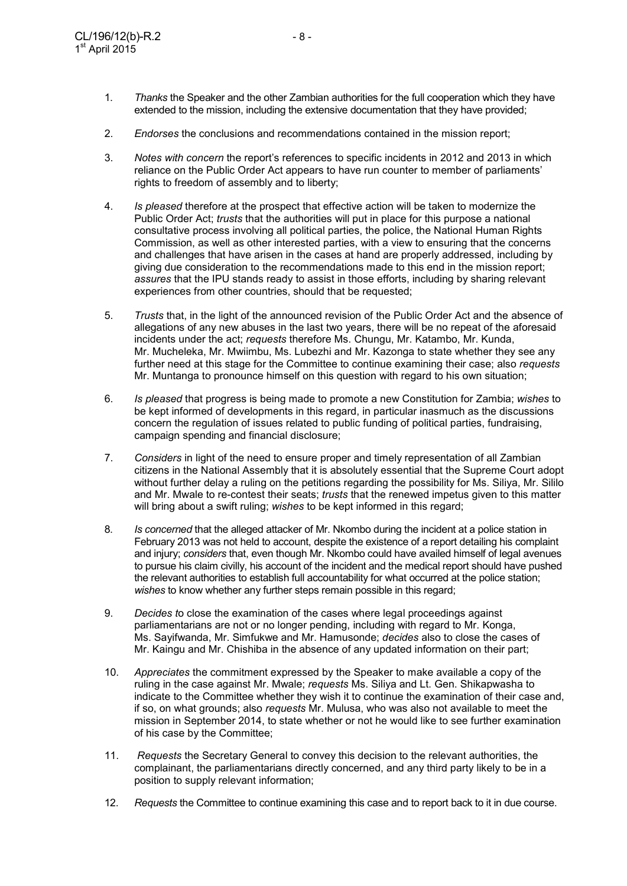1. *Thanks* the Speaker and the other Zambian authorities for the full cooperation which they have extended to the mission, including the extensive documentation that they have provided;

2. *Endorses* the conclusions and recommendations contained in the mission report;

3. *Notes with concern* the report's references to specific incidents in 2012 and 2013 in which reliance on the Public Order Act appears to have run counter to member of parliaments' rights to freedom of assembly and to liberty;

4. *Is pleased* therefore at the prospect that effective action will be taken to modernize the Public Order Act; *trusts* that the authorities will put in place for this purpose a national consultative process involving all political parties, the police, the National Human Rights Commission, as well as other interested parties, with a view to ensuring that the concerns and challenges that have arisen in the cases at hand are properly addressed, including by giving due consideration to the recommendations made to this end in the mission report; *assures* that the IPU stands ready to assist in those efforts, including by sharing relevant experiences from other countries, should that be requested;

5. *Trusts* that, in the light of the announced revision of the Public Order Act and the absence of allegations of any new abuses in the last two years, there will be no repeat of the aforesaid incidents under the act; *requests* therefore Ms. Chungu, Mr. Katambo, Mr. Kunda, Mr. Mucheleka, Mr. Mwiimbu, Ms. Lubezhi and Mr. Kazonga to state whether they see any further need at this stage for the Committee to continue examining their case; also *requests* Mr. Muntanga to pronounce himself on this question with regard to his own situation;

6. *Is pleased* that progress is being made to promote a new Constitution for Zambia; *wishes* to be kept informed of developments in this regard, in particular inasmuch as the discussions concern the regulation of issues related to public funding of political parties, fundraising, campaign spending and financial disclosure;

7. *Considers* in light of the need to ensure proper and timely representation of all Zambian citizens in the National Assembly that it is absolutely essential that the Supreme Court adopt without further delay a ruling on the petitions regarding the possibility for Ms. Siliya, Mr. Sililo and Mr. Mwale to re-contest their seats; *trusts* that the renewed impetus given to this matter will bring about a swift ruling; *wishes* to be kept informed in this regard;

8. *Is concerned* that the alleged attacker of Mr. Nkombo during the incident at a police station in February 2013 was not held to account, despite the existence of a report detailing his complaint and injury; *considers* that, even though Mr. Nkombo could have availed himself of legal avenues to pursue his claim civilly, his account of the incident and the medical report should have pushed the relevant authorities to establish full accountability for what occurred at the police station; *wishes* to know whether any further steps remain possible in this regard;

9. *Decides to* close the examination of the cases where legal proceedings against parliamentarians are not or no longer pending, including with regard to Mr. Konga, Ms. Sayifwanda, Mr. Simfukwe and Mr. Hamusonde; *decides* also to close the cases of Mr. Kaingu and Mr. Chishiba in the absence of any updated information on their part;

10. *Appreciates* the commitment expressed by the Speaker to make available a copy of the ruling in the case against Mr. Mwale; *requests* Ms. Siliya and Lt. Gen. Shikapwasha to indicate to the Committee whether they wish it to continue the examination of their case and, if so, on what grounds; also *requests* Mr. Mulusa, who was also not available to meet the mission in September 2014, to state whether or not he would like to see further examination of his case by the Committee;

11. *Requests* the Secretary General to convey this decision to the relevant authorities, the complainant, the parliamentarians directly concerned, and any third party likely to be in a position to supply relevant information;

12. *Requests* the Committee to continue examining this case and to report back to it in due course.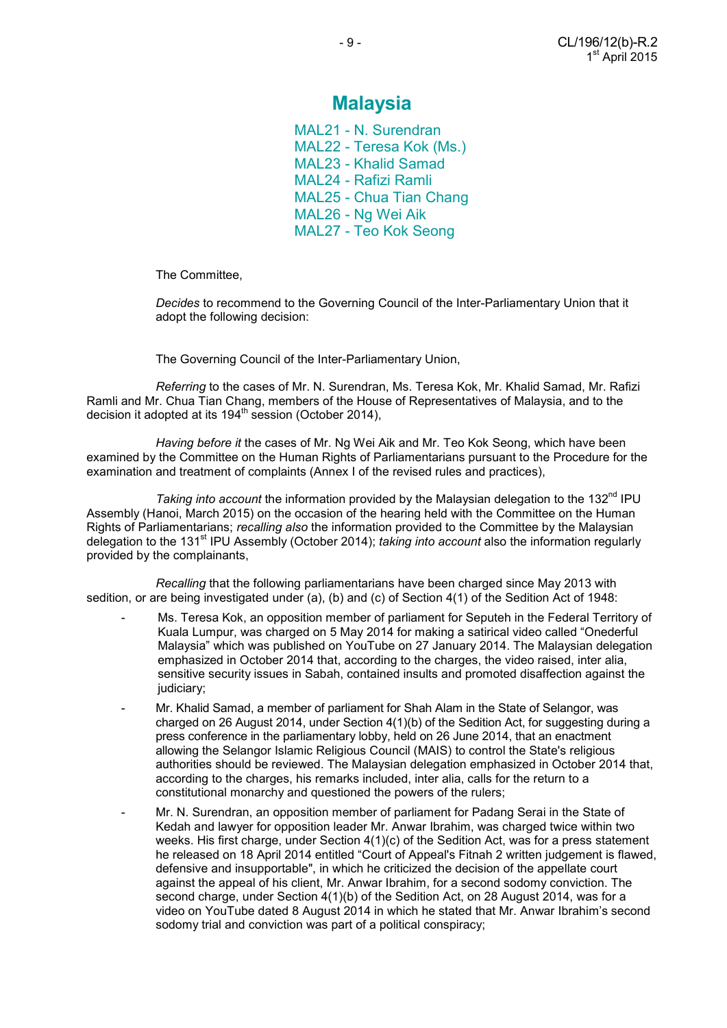# Malaysia

MAL21 - N. Surendran
MAL22 - Teresa Kok (Ms.)
MAL23 - Khalid Samad
MAL24 - Rafizi Ramli
MAL25 - Chua Tian Chang
MAL26 - Ng Wei Aik
MAL27 - Teo Kok Seong

The Committee,

*Decides* to recommend to the Governing Council of the Inter-Parliamentary Union that it adopt the following decision:

The Governing Council of the Inter-Parliamentary Union,

*Referring* to the cases of Mr. N. Surendran, Ms. Teresa Kok, Mr. Khalid Samad, Mr. Rafizi Ramli and Mr. Chua Tian Chang, members of the House of Representatives of Malaysia, and to the decision it adopted at its 194th session (October 2014),

*Having before it* the cases of Mr. Ng Wei Aik and Mr. Teo Kok Seong, which have been examined by the Committee on the Human Rights of Parliamentarians pursuant to the Procedure for the examination and treatment of complaints (Annex I of the revised rules and practices),

*Taking into account* the information provided by the Malaysian delegation to the 132nd IPU Assembly (Hanoi, March 2015) on the occasion of the hearing held with the Committee on the Human Rights of Parliamentarians; *recalling also* the information provided to the Committee by the Malaysian delegation to the 131st IPU Assembly (October 2014); *taking into account* also the information regularly provided by the complainants,

*Recalling* that the following parliamentarians have been charged since May 2013 with sedition, or are being investigated under (a), (b) and (c) of Section 4(1) of the Sedition Act of 1948:

- Ms. Teresa Kok, an opposition member of parliament for Seputeh in the Federal Territory of Kuala Lumpur, was charged on 5 May 2014 for making a satirical video called "Onederful Malaysia" which was published on YouTube on 27 January 2014. The Malaysian delegation emphasized in October 2014 that, according to the charges, the video raised, inter alia, sensitive security issues in Sabah, contained insults and promoted disaffection against the judiciary;
- Mr. Khalid Samad, a member of parliament for Shah Alam in the State of Selangor, was charged on 26 August 2014, under Section 4(1)(b) of the Sedition Act, for suggesting during a press conference in the parliamentary lobby, held on 26 June 2014, that an enactment allowing the Selangor Islamic Religious Council (MAIS) to control the State's religious authorities should be reviewed. The Malaysian delegation emphasized in October 2014 that, according to the charges, his remarks included, inter alia, calls for the return to a constitutional monarchy and questioned the powers of the rulers;
- Mr. N. Surendran, an opposition member of parliament for Padang Serai in the State of Kedah and lawyer for opposition leader Mr. Anwar Ibrahim, was charged twice within two weeks. His first charge, under Section 4(1)(c) of the Sedition Act, was for a press statement he released on 18 April 2014 entitled "Court of Appeal's Fitnah 2 written judgement is flawed, defensive and insupportable", in which he criticized the decision of the appellate court against the appeal of his client, Mr. Anwar Ibrahim, for a second sodomy conviction. The second charge, under Section 4(1)(b) of the Sedition Act, on 28 August 2014, was for a video on YouTube dated 8 August 2014 in which he stated that Mr. Anwar Ibrahim's second sodomy trial and conviction was part of a political conspiracy;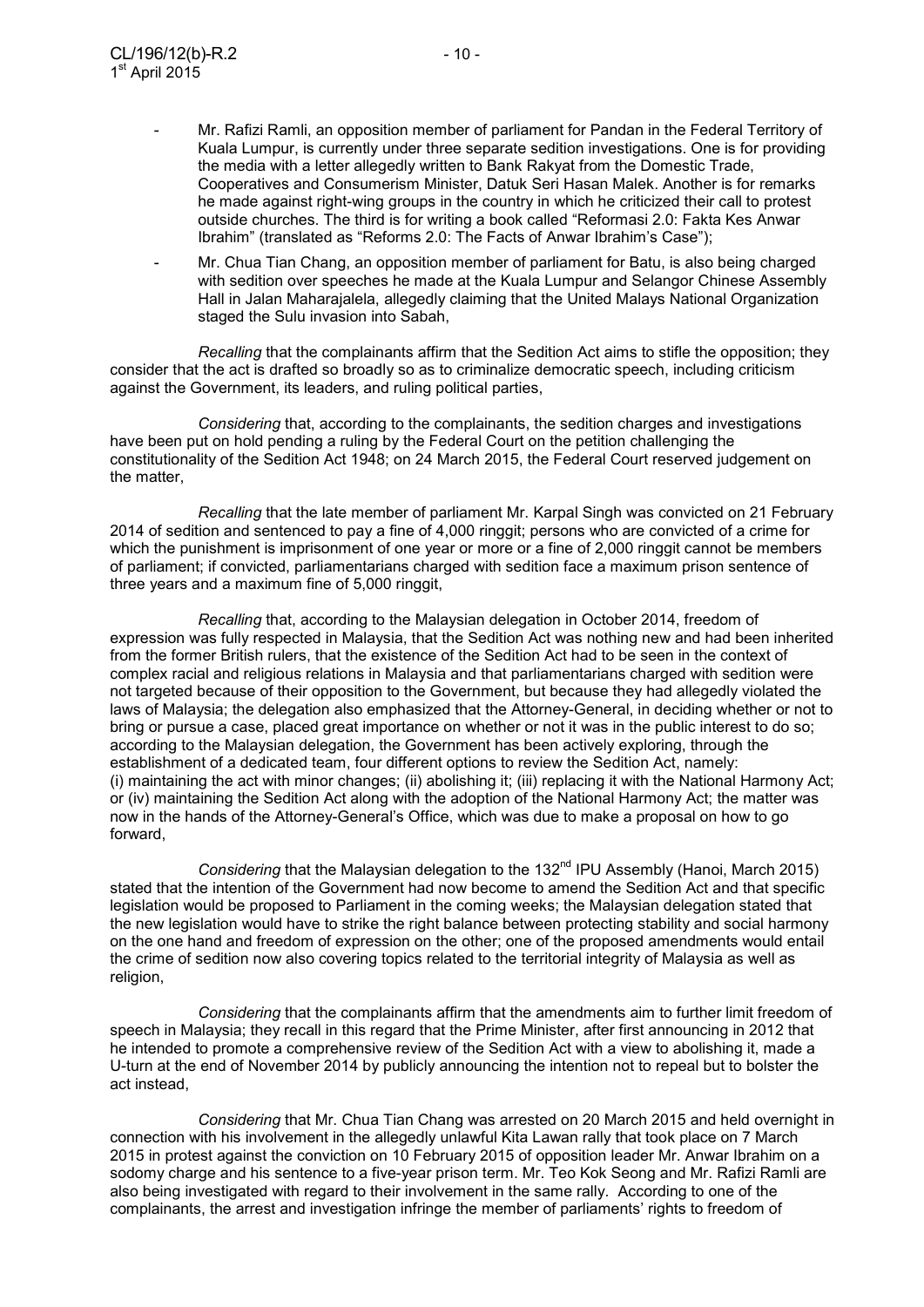- Mr. Rafizi Ramli, an opposition member of parliament for Pandan in the Federal Territory of Kuala Lumpur, is currently under three separate sedition investigations. One is for providing the media with a letter allegedly written to Bank Rakyat from the Domestic Trade, Cooperatives and Consumerism Minister, Datuk Seri Hasan Malek. Another is for remarks he made against right-wing groups in the country in which he criticized their call to protest outside churches. The third is for writing a book called "Reformasi 2.0: Fakta Kes Anwar Ibrahim" (translated as "Reforms 2.0: The Facts of Anwar Ibrahim's Case");
- Mr. Chua Tian Chang, an opposition member of parliament for Batu, is also being charged with sedition over speeches he made at the Kuala Lumpur and Selangor Chinese Assembly Hall in Jalan Maharajalela, allegedly claiming that the United Malays National Organization staged the Sulu invasion into Sabah,

*Recalling* that the complainants affirm that the Sedition Act aims to stifle the opposition; they consider that the act is drafted so broadly so as to criminalize democratic speech, including criticism against the Government, its leaders, and ruling political parties,

*Considering* that, according to the complainants, the sedition charges and investigations have been put on hold pending a ruling by the Federal Court on the petition challenging the constitutionality of the Sedition Act 1948; on 24 March 2015, the Federal Court reserved judgement on the matter,

*Recalling* that the late member of parliament Mr. Karpal Singh was convicted on 21 February 2014 of sedition and sentenced to pay a fine of 4,000 ringgit; persons who are convicted of a crime for which the punishment is imprisonment of one year or more or a fine of 2,000 ringgit cannot be members of parliament; if convicted, parliamentarians charged with sedition face a maximum prison sentence of three years and a maximum fine of 5,000 ringgit,

*Recalling* that, according to the Malaysian delegation in October 2014, freedom of expression was fully respected in Malaysia, that the Sedition Act was nothing new and had been inherited from the former British rulers, that the existence of the Sedition Act had to be seen in the context of complex racial and religious relations in Malaysia and that parliamentarians charged with sedition were not targeted because of their opposition to the Government, but because they had allegedly violated the laws of Malaysia; the delegation also emphasized that the Attorney-General, in deciding whether or not to bring or pursue a case, placed great importance on whether or not it was in the public interest to do so; according to the Malaysian delegation, the Government has been actively exploring, through the establishment of a dedicated team, four different options to review the Sedition Act, namely: (i) maintaining the act with minor changes; (ii) abolishing it; (iii) replacing it with the National Harmony Act; or (iv) maintaining the Sedition Act along with the adoption of the National Harmony Act; the matter was now in the hands of the Attorney-General's Office, which was due to make a proposal on how to go forward,

*Considering* that the Malaysian delegation to the 132nd IPU Assembly (Hanoi, March 2015) stated that the intention of the Government had now become to amend the Sedition Act and that specific legislation would be proposed to Parliament in the coming weeks; the Malaysian delegation stated that the new legislation would have to strike the right balance between protecting stability and social harmony on the one hand and freedom of expression on the other; one of the proposed amendments would entail the crime of sedition now also covering topics related to the territorial integrity of Malaysia as well as religion,

*Considering* that the complainants affirm that the amendments aim to further limit freedom of speech in Malaysia; they recall in this regard that the Prime Minister, after first announcing in 2012 that he intended to promote a comprehensive review of the Sedition Act with a view to abolishing it, made a U-turn at the end of November 2014 by publicly announcing the intention not to repeal but to bolster the act instead,

*Considering* that Mr. Chua Tian Chang was arrested on 20 March 2015 and held overnight in connection with his involvement in the allegedly unlawful Kita Lawan rally that took place on 7 March 2015 in protest against the conviction on 10 February 2015 of opposition leader Mr. Anwar Ibrahim on a sodomy charge and his sentence to a five-year prison term. Mr. Teo Kok Seong and Mr. Rafizi Ramli are also being investigated with regard to their involvement in the same rally. According to one of the complainants, the arrest and investigation infringe the member of parliaments' rights to freedom of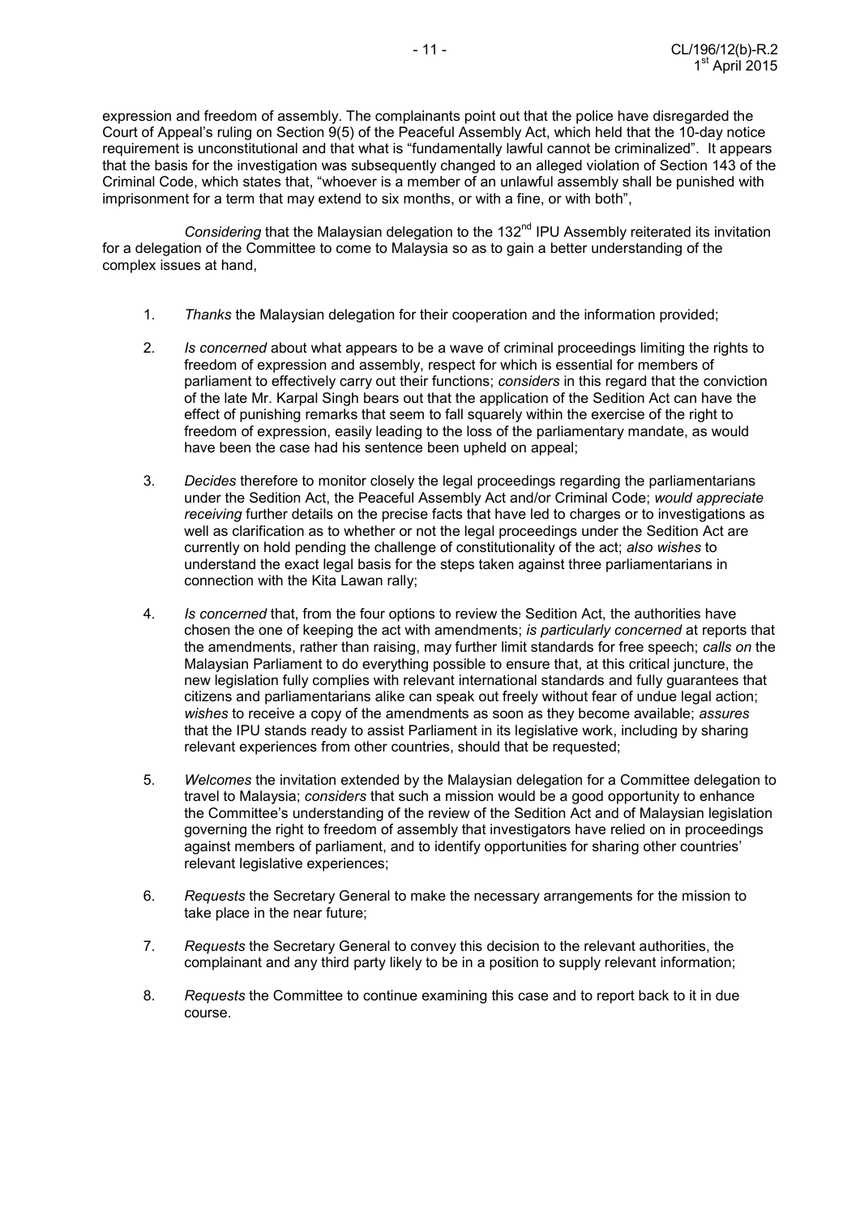expression and freedom of assembly. The complainants point out that the police have disregarded the Court of Appeal's ruling on Section 9(5) of the Peaceful Assembly Act, which held that the 10-day notice requirement is unconstitutional and that what is "fundamentally lawful cannot be criminalized". It appears that the basis for the investigation was subsequently changed to an alleged violation of Section 143 of the Criminal Code, which states that, "whoever is a member of an unlawful assembly shall be punished with imprisonment for a term that may extend to six months, or with a fine, or with both",

*Considering* that the Malaysian delegation to the 132nd IPU Assembly reiterated its invitation for a delegation of the Committee to come to Malaysia so as to gain a better understanding of the complex issues at hand,

1. *Thanks* the Malaysian delegation for their cooperation and the information provided;

2. *Is concerned* about what appears to be a wave of criminal proceedings limiting the rights to freedom of expression and assembly, respect for which is essential for members of parliament to effectively carry out their functions; *considers* in this regard that the conviction of the late Mr. Karpal Singh bears out that the application of the Sedition Act can have the effect of punishing remarks that seem to fall squarely within the exercise of the right to freedom of expression, easily leading to the loss of the parliamentary mandate, as would have been the case had his sentence been upheld on appeal;

3. *Decides* therefore to monitor closely the legal proceedings regarding the parliamentarians under the Sedition Act, the Peaceful Assembly Act and/or Criminal Code; *would appreciate receiving* further details on the precise facts that have led to charges or to investigations as well as clarification as to whether or not the legal proceedings under the Sedition Act are currently on hold pending the challenge of constitutionality of the act; *also wishes* to understand the exact legal basis for the steps taken against three parliamentarians in connection with the Kita Lawan rally;

4. *Is concerned* that, from the four options to review the Sedition Act, the authorities have chosen the one of keeping the act with amendments; *is particularly concerned* at reports that the amendments, rather than raising, may further limit standards for free speech; *calls on* the Malaysian Parliament to do everything possible to ensure that, at this critical juncture, the new legislation fully complies with relevant international standards and fully guarantees that citizens and parliamentarians alike can speak out freely without fear of undue legal action; *wishes* to receive a copy of the amendments as soon as they become available; *assures* that the IPU stands ready to assist Parliament in its legislative work, including by sharing relevant experiences from other countries, should that be requested;

5. *Welcomes* the invitation extended by the Malaysian delegation for a Committee delegation to travel to Malaysia; *considers* that such a mission would be a good opportunity to enhance the Committee's understanding of the review of the Sedition Act and of Malaysian legislation governing the right to freedom of assembly that investigators have relied on in proceedings against members of parliament, and to identify opportunities for sharing other countries' relevant legislative experiences;

6. *Requests* the Secretary General to make the necessary arrangements for the mission to take place in the near future;

7. *Requests* the Secretary General to convey this decision to the relevant authorities, the complainant and any third party likely to be in a position to supply relevant information;

8. *Requests* the Committee to continue examining this case and to report back to it in due course.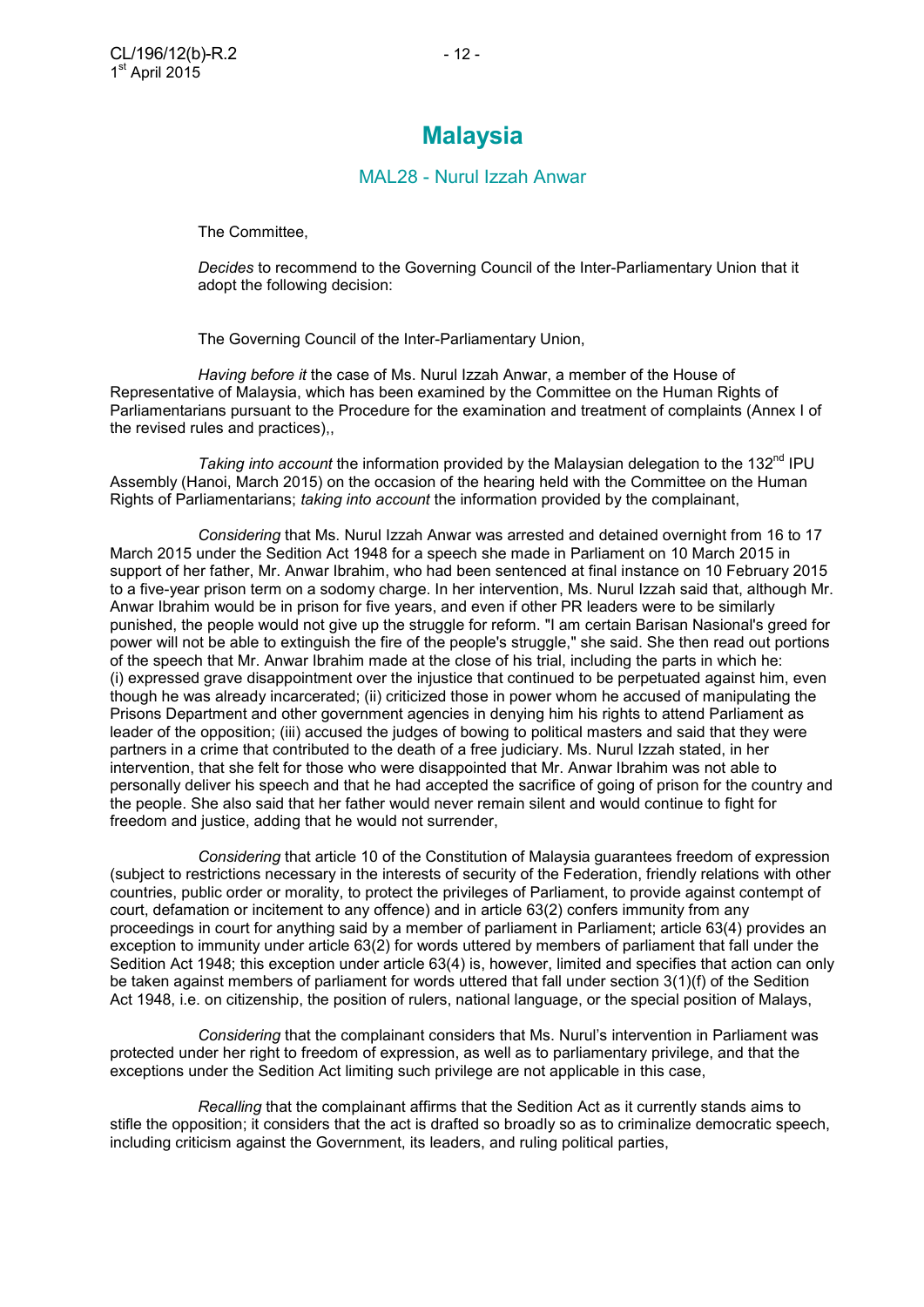# Malaysia

## MAL28 - Nurul Izzah Anwar

The Committee,

*Decides* to recommend to the Governing Council of the Inter-Parliamentary Union that it adopt the following decision:

The Governing Council of the Inter-Parliamentary Union,

*Having before it* the case of Ms. Nurul Izzah Anwar, a member of the House of Representative of Malaysia, which has been examined by the Committee on the Human Rights of Parliamentarians pursuant to the Procedure for the examination and treatment of complaints (Annex I of the revised rules and practices),,

*Taking into account* the information provided by the Malaysian delegation to the 132nd IPU Assembly (Hanoi, March 2015) on the occasion of the hearing held with the Committee on the Human Rights of Parliamentarians; *taking into account* the information provided by the complainant,

*Considering* that Ms. Nurul Izzah Anwar was arrested and detained overnight from 16 to 17 March 2015 under the Sedition Act 1948 for a speech she made in Parliament on 10 March 2015 in support of her father, Mr. Anwar Ibrahim, who had been sentenced at final instance on 10 February 2015 to a five-year prison term on a sodomy charge. In her intervention, Ms. Nurul Izzah said that, although Mr. Anwar Ibrahim would be in prison for five years, and even if other PR leaders were to be similarly punished, the people would not give up the struggle for reform. "I am certain Barisan Nasional's greed for power will not be able to extinguish the fire of the people's struggle," she said. She then read out portions of the speech that Mr. Anwar Ibrahim made at the close of his trial, including the parts in which he: (i) expressed grave disappointment over the injustice that continued to be perpetuated against him, even though he was already incarcerated; (ii) criticized those in power whom he accused of manipulating the Prisons Department and other government agencies in denying him his rights to attend Parliament as leader of the opposition; (iii) accused the judges of bowing to political masters and said that they were partners in a crime that contributed to the death of a free judiciary. Ms. Nurul Izzah stated, in her intervention, that she felt for those who were disappointed that Mr. Anwar Ibrahim was not able to personally deliver his speech and that he had accepted the sacrifice of going of prison for the country and the people. She also said that her father would never remain silent and would continue to fight for freedom and justice, adding that he would not surrender,

*Considering* that article 10 of the Constitution of Malaysia guarantees freedom of expression (subject to restrictions necessary in the interests of security of the Federation, friendly relations with other countries, public order or morality, to protect the privileges of Parliament, to provide against contempt of court, defamation or incitement to any offence) and in article 63(2) confers immunity from any proceedings in court for anything said by a member of parliament in Parliament; article 63(4) provides an exception to immunity under article 63(2) for words uttered by members of parliament that fall under the Sedition Act 1948; this exception under article 63(4) is, however, limited and specifies that action can only be taken against members of parliament for words uttered that fall under section 3(1)(f) of the Sedition Act 1948, i.e. on citizenship, the position of rulers, national language, or the special position of Malays,

*Considering* that the complainant considers that Ms. Nurul's intervention in Parliament was protected under her right to freedom of expression, as well as to parliamentary privilege, and that the exceptions under the Sedition Act limiting such privilege are not applicable in this case,

*Recalling* that the complainant affirms that the Sedition Act as it currently stands aims to stifle the opposition; it considers that the act is drafted so broadly so as to criminalize democratic speech, including criticism against the Government, its leaders, and ruling political parties,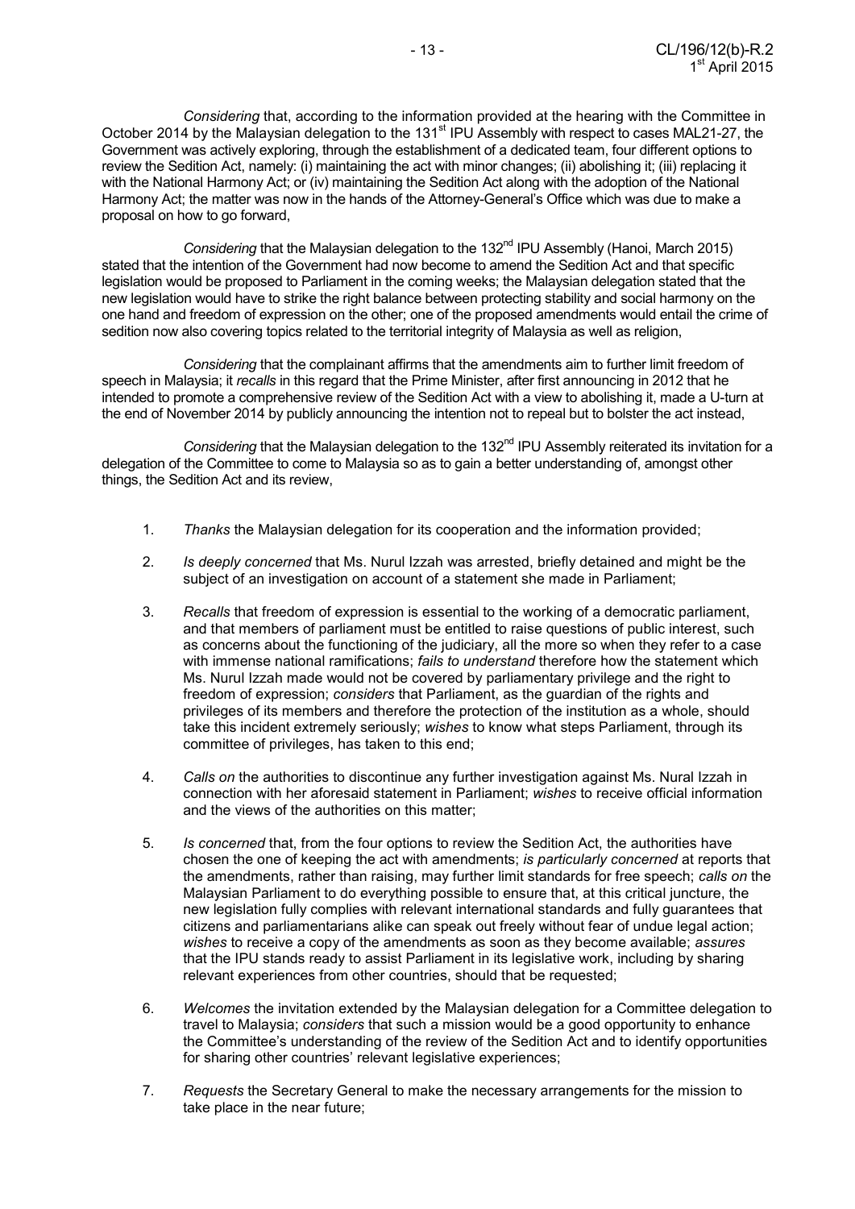*Considering* that, according to the information provided at the hearing with the Committee in October 2014 by the Malaysian delegation to the 131st IPU Assembly with respect to cases MAL21-27, the Government was actively exploring, through the establishment of a dedicated team, four different options to review the Sedition Act, namely: (i) maintaining the act with minor changes; (ii) abolishing it; (iii) replacing it with the National Harmony Act; or (iv) maintaining the Sedition Act along with the adoption of the National Harmony Act; the matter was now in the hands of the Attorney-General's Office which was due to make a proposal on how to go forward,

*Considering* that the Malaysian delegation to the 132nd IPU Assembly (Hanoi, March 2015) stated that the intention of the Government had now become to amend the Sedition Act and that specific legislation would be proposed to Parliament in the coming weeks; the Malaysian delegation stated that the new legislation would have to strike the right balance between protecting stability and social harmony on the one hand and freedom of expression on the other; one of the proposed amendments would entail the crime of sedition now also covering topics related to the territorial integrity of Malaysia as well as religion,

*Considering* that the complainant affirms that the amendments aim to further limit freedom of speech in Malaysia; it *recalls* in this regard that the Prime Minister, after first announcing in 2012 that he intended to promote a comprehensive review of the Sedition Act with a view to abolishing it, made a U-turn at the end of November 2014 by publicly announcing the intention not to repeal but to bolster the act instead,

*Considering* that the Malaysian delegation to the 132nd IPU Assembly reiterated its invitation for a delegation of the Committee to come to Malaysia so as to gain a better understanding of, amongst other things, the Sedition Act and its review,

1. *Thanks* the Malaysian delegation for its cooperation and the information provided;

2. *Is deeply concerned* that Ms. Nurul Izzah was arrested, briefly detained and might be the subject of an investigation on account of a statement she made in Parliament;

3. *Recalls* that freedom of expression is essential to the working of a democratic parliament, and that members of parliament must be entitled to raise questions of public interest, such as concerns about the functioning of the judiciary, all the more so when they refer to a case with immense national ramifications; *fails to understand* therefore how the statement which Ms. Nurul Izzah made would not be covered by parliamentary privilege and the right to freedom of expression; *considers* that Parliament, as the guardian of the rights and privileges of its members and therefore the protection of the institution as a whole, should take this incident extremely seriously; *wishes* to know what steps Parliament, through its committee of privileges, has taken to this end;

4. *Calls on* the authorities to discontinue any further investigation against Ms. Nural Izzah in connection with her aforesaid statement in Parliament; *wishes* to receive official information and the views of the authorities on this matter;

5. *Is concerned* that, from the four options to review the Sedition Act, the authorities have chosen the one of keeping the act with amendments; *is particularly concerned* at reports that the amendments, rather than raising, may further limit standards for free speech; *calls on* the Malaysian Parliament to do everything possible to ensure that, at this critical juncture, the new legislation fully complies with relevant international standards and fully guarantees that citizens and parliamentarians alike can speak out freely without fear of undue legal action; *wishes* to receive a copy of the amendments as soon as they become available; *assures* that the IPU stands ready to assist Parliament in its legislative work, including by sharing relevant experiences from other countries, should that be requested;

6. *Welcomes* the invitation extended by the Malaysian delegation for a Committee delegation to travel to Malaysia; *considers* that such a mission would be a good opportunity to enhance the Committee's understanding of the review of the Sedition Act and to identify opportunities for sharing other countries' relevant legislative experiences;

7. *Requests* the Secretary General to make the necessary arrangements for the mission to take place in the near future;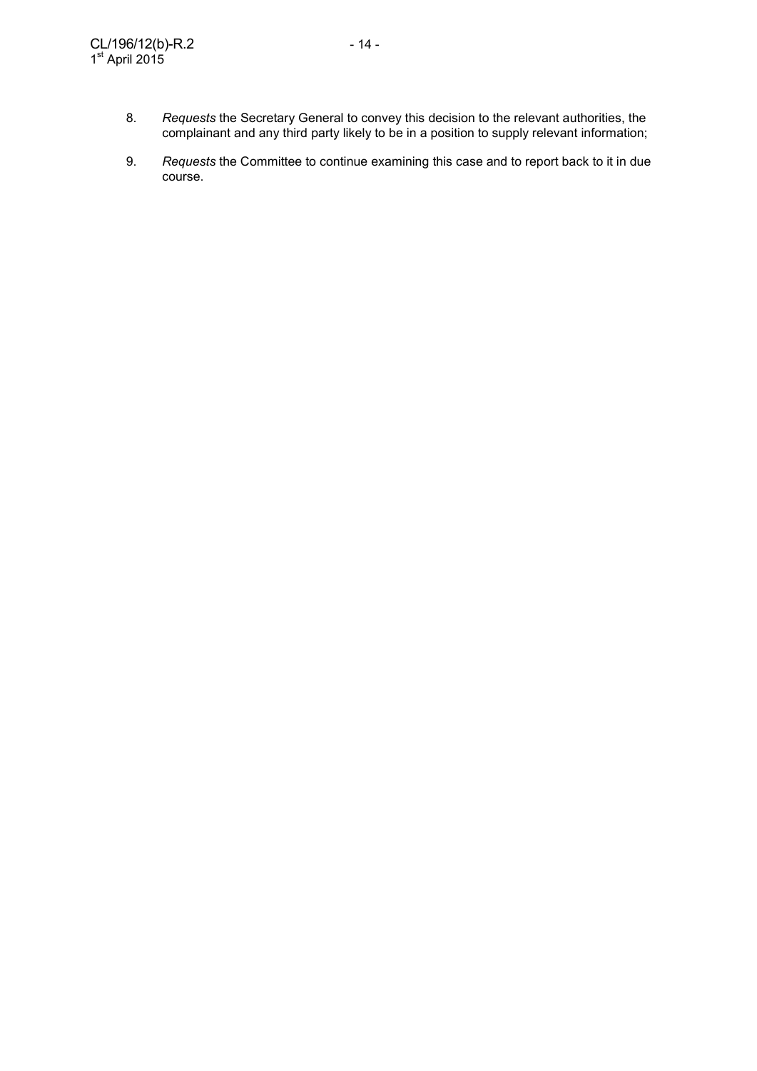8. *Requests* the Secretary General to convey this decision to the relevant authorities, the complainant and any third party likely to be in a position to supply relevant information;

9. *Requests* the Committee to continue examining this case and to report back to it in due course.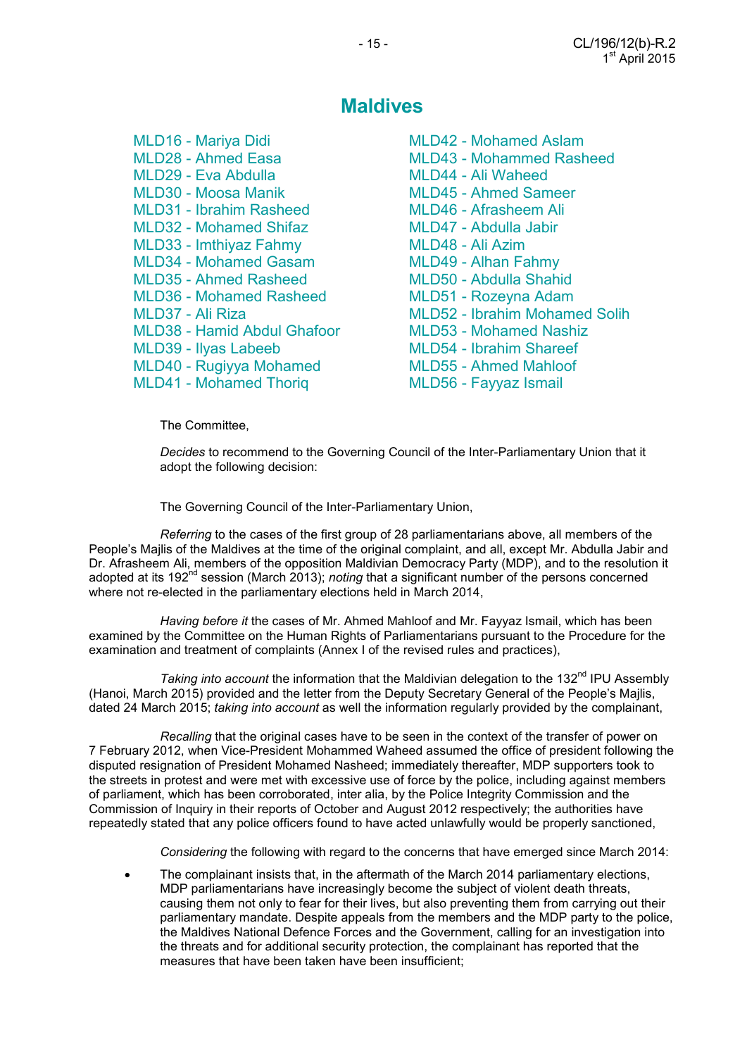# Maldives

MLD16 - Mariya Didi
MLD28 - Ahmed Easa
MLD29 - Eva Abdulla
MLD30 - Moosa Manik
MLD31 - Ibrahim Rasheed
MLD32 - Mohamed Shifaz
MLD33 - Imthiyaz Fahmy
MLD34 - Mohamed Gasam
MLD35 - Ahmed Rasheed
MLD36 - Mohamed Rasheed
MLD37 - Ali Riza
MLD38 - Hamid Abdul Ghafoor
MLD39 - Ilyas Labeeb
MLD40 - Rugiyya Mohamed
MLD41 - Mohamed Thoriq
MLD42 - Mohamed Aslam
MLD43 - Mohammed Rasheed
MLD44 - Ali Waheed
MLD45 - Ahmed Sameer
MLD46 - Afrasheem Ali
MLD47 - Abdulla Jabir
MLD48 - Ali Azim
MLD49 - Alhan Fahmy
MLD50 - Abdulla Shahid
MLD51 - Rozeyna Adam
MLD52 - Ibrahim Mohamed Solih
MLD53 - Mohamed Nashiz
MLD54 - Ibrahim Shareef
MLD55 - Ahmed Mahloof
MLD56 - Fayyaz Ismail

The Committee,

*Decides* to recommend to the Governing Council of the Inter-Parliamentary Union that it adopt the following decision:

The Governing Council of the Inter-Parliamentary Union,

*Referring* to the cases of the first group of 28 parliamentarians above, all members of the People's Majlis of the Maldives at the time of the original complaint, and all, except Mr. Abdulla Jabir and Dr. Afrasheem Ali, members of the opposition Maldivian Democracy Party (MDP), and to the resolution it adopted at its 192nd session (March 2013); *noting* that a significant number of the persons concerned where not re-elected in the parliamentary elections held in March 2014,

*Having before it* the cases of Mr. Ahmed Mahloof and Mr. Fayyaz Ismail, which has been examined by the Committee on the Human Rights of Parliamentarians pursuant to the Procedure for the examination and treatment of complaints (Annex I of the revised rules and practices),

*Taking into account* the information that the Maldivian delegation to the 132nd IPU Assembly (Hanoi, March 2015) provided and the letter from the Deputy Secretary General of the People's Majlis, dated 24 March 2015; *taking into account* as well the information regularly provided by the complainant,

*Recalling* that the original cases have to be seen in the context of the transfer of power on 7 February 2012, when Vice-President Mohammed Waheed assumed the office of president following the disputed resignation of President Mohamed Nasheed; immediately thereafter, MDP supporters took to the streets in protest and were met with excessive use of force by the police, including against members of parliament, which has been corroborated, inter alia, by the Police Integrity Commission and the Commission of Inquiry in their reports of October and August 2012 respectively; the authorities have repeatedly stated that any police officers found to have acted unlawfully would be properly sanctioned,

*Considering* the following with regard to the concerns that have emerged since March 2014:

- The complainant insists that, in the aftermath of the March 2014 parliamentary elections, MDP parliamentarians have increasingly become the subject of violent death threats, causing them not only to fear for their lives, but also preventing them from carrying out their parliamentary mandate. Despite appeals from the members and the MDP party to the police, the Maldives National Defence Forces and the Government, calling for an investigation into the threats and for additional security protection, the complainant has reported that the measures that have been taken have been insufficient;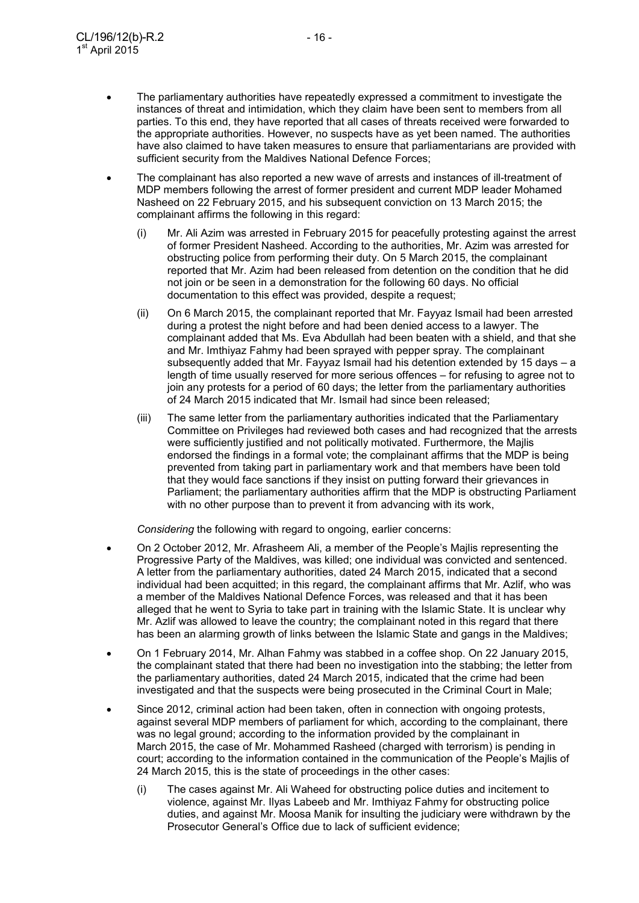- The parliamentary authorities have repeatedly expressed a commitment to investigate the instances of threat and intimidation, which they claim have been sent to members from all parties. To this end, they have reported that all cases of threats received were forwarded to the appropriate authorities. However, no suspects have as yet been named. The authorities have also claimed to have taken measures to ensure that parliamentarians are provided with sufficient security from the Maldives National Defence Forces;

- The complainant has also reported a new wave of arrests and instances of ill-treatment of MDP members following the arrest of former president and current MDP leader Mohamed Nasheed on 22 February 2015, and his subsequent conviction on 13 March 2015; the complainant affirms the following in this regard:

  (i) Mr. Ali Azim was arrested in February 2015 for peacefully protesting against the arrest of former President Nasheed. According to the authorities, Mr. Azim was arrested for obstructing police from performing their duty. On 5 March 2015, the complainant reported that Mr. Azim had been released from detention on the condition that he did not join or be seen in a demonstration for the following 60 days. No official documentation to this effect was provided, despite a request;

  (ii) On 6 March 2015, the complainant reported that Mr. Fayyaz Ismail had been arrested during a protest the night before and had been denied access to a lawyer. The complainant added that Ms. Eva Abdullah had been beaten with a shield, and that she and Mr. Imthiyaz Fahmy had been sprayed with pepper spray. The complainant subsequently added that Mr. Fayyaz Ismail had his detention extended by 15 days – a length of time usually reserved for more serious offences – for refusing to agree not to join any protests for a period of 60 days; the letter from the parliamentary authorities of 24 March 2015 indicated that Mr. Ismail had since been released;

  (iii) The same letter from the parliamentary authorities indicated that the Parliamentary Committee on Privileges had reviewed both cases and had recognized that the arrests were sufficiently justified and not politically motivated. Furthermore, the Majlis endorsed the findings in a formal vote; the complainant affirms that the MDP is being prevented from taking part in parliamentary work and that members have been told that they would face sanctions if they insist on putting forward their grievances in Parliament; the parliamentary authorities affirm that the MDP is obstructing Parliament with no other purpose than to prevent it from advancing with its work,

*Considering* the following with regard to ongoing, earlier concerns:

- On 2 October 2012, Mr. Afrasheem Ali, a member of the People's Majlis representing the Progressive Party of the Maldives, was killed; one individual was convicted and sentenced. A letter from the parliamentary authorities, dated 24 March 2015, indicated that a second individual had been acquitted; in this regard, the complainant affirms that Mr. Azlif, who was a member of the Maldives National Defence Forces, was released and that it has been alleged that he went to Syria to take part in training with the Islamic State. It is unclear why Mr. Azlif was allowed to leave the country; the complainant noted in this regard that there has been an alarming growth of links between the Islamic State and gangs in the Maldives;

- On 1 February 2014, Mr. Alhan Fahmy was stabbed in a coffee shop. On 22 January 2015, the complainant stated that there had been no investigation into the stabbing; the letter from the parliamentary authorities, dated 24 March 2015, indicated that the crime had been investigated and that the suspects were being prosecuted in the Criminal Court in Male;

- Since 2012, criminal action had been taken, often in connection with ongoing protests, against several MDP members of parliament for which, according to the complainant, there was no legal ground; according to the information provided by the complainant in March 2015, the case of Mr. Mohammed Rasheed (charged with terrorism) is pending in court; according to the information contained in the communication of the People's Majlis of 24 March 2015, this is the state of proceedings in the other cases:

  (i) The cases against Mr. Ali Waheed for obstructing police duties and incitement to violence, against Mr. Ilyas Labeeb and Mr. Imthiyaz Fahmy for obstructing police duties, and against Mr. Moosa Manik for insulting the judiciary were withdrawn by the Prosecutor General's Office due to lack of sufficient evidence;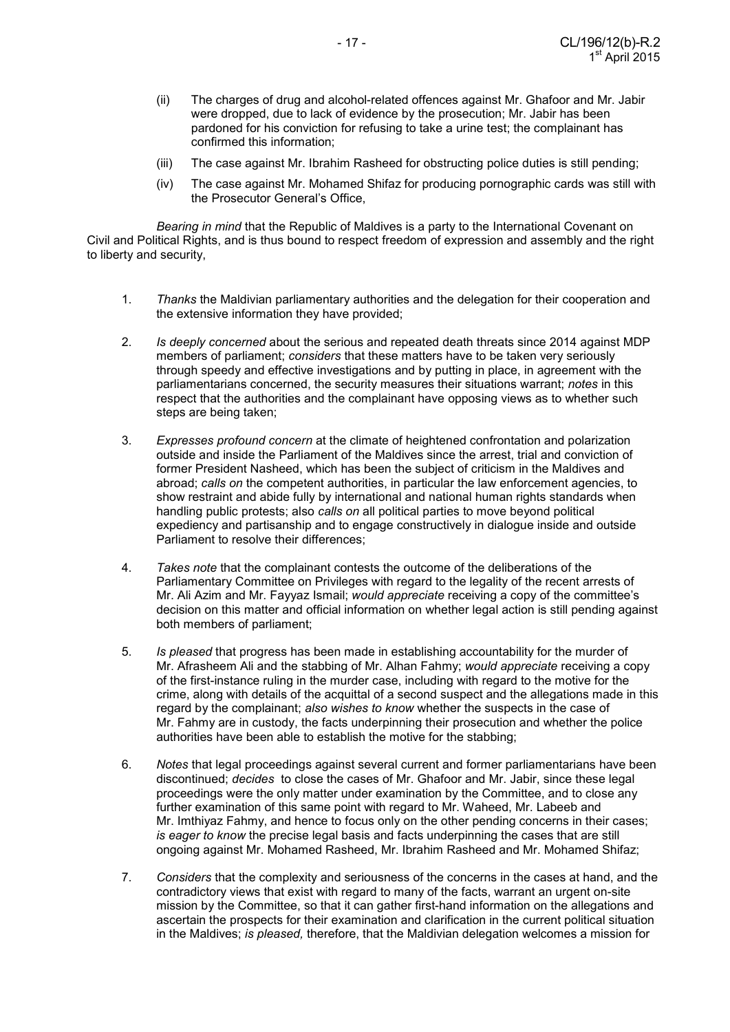(ii) The charges of drug and alcohol-related offences against Mr. Ghafoor and Mr. Jabir were dropped, due to lack of evidence by the prosecution; Mr. Jabir has been pardoned for his conviction for refusing to take a urine test; the complainant has confirmed this information;

(iii) The case against Mr. Ibrahim Rasheed for obstructing police duties is still pending;

(iv) The case against Mr. Mohamed Shifaz for producing pornographic cards was still with the Prosecutor General's Office,

*Bearing in mind* that the Republic of Maldives is a party to the International Covenant on Civil and Political Rights, and is thus bound to respect freedom of expression and assembly and the right to liberty and security,

1. *Thanks* the Maldivian parliamentary authorities and the delegation for their cooperation and the extensive information they have provided;

2. *Is deeply concerned* about the serious and repeated death threats since 2014 against MDP members of parliament; *considers* that these matters have to be taken very seriously through speedy and effective investigations and by putting in place, in agreement with the parliamentarians concerned, the security measures their situations warrant; *notes* in this respect that the authorities and the complainant have opposing views as to whether such steps are being taken;

3. *Expresses profound concern* at the climate of heightened confrontation and polarization outside and inside the Parliament of the Maldives since the arrest, trial and conviction of former President Nasheed, which has been the subject of criticism in the Maldives and abroad; *calls on* the competent authorities, in particular the law enforcement agencies, to show restraint and abide fully by international and national human rights standards when handling public protests; also *calls on* all political parties to move beyond political expediency and partisanship and to engage constructively in dialogue inside and outside Parliament to resolve their differences;

4. *Takes note* that the complainant contests the outcome of the deliberations of the Parliamentary Committee on Privileges with regard to the legality of the recent arrests of Mr. Ali Azim and Mr. Fayyaz Ismail; *would appreciate* receiving a copy of the committee's decision on this matter and official information on whether legal action is still pending against both members of parliament;

5. *Is pleased* that progress has been made in establishing accountability for the murder of Mr. Afrasheem Ali and the stabbing of Mr. Alhan Fahmy; *would appreciate* receiving a copy of the first-instance ruling in the murder case, including with regard to the motive for the crime, along with details of the acquittal of a second suspect and the allegations made in this regard by the complainant; *also wishes to know* whether the suspects in the case of Mr. Fahmy are in custody, the facts underpinning their prosecution and whether the police authorities have been able to establish the motive for the stabbing;

6. *Notes* that legal proceedings against several current and former parliamentarians have been discontinued; *decides* to close the cases of Mr. Ghafoor and Mr. Jabir, since these legal proceedings were the only matter under examination by the Committee, and to close any further examination of this same point with regard to Mr. Waheed, Mr. Labeeb and Mr. Imthiyaz Fahmy, and hence to focus only on the other pending concerns in their cases; *is eager to know* the precise legal basis and facts underpinning the cases that are still ongoing against Mr. Mohamed Rasheed, Mr. Ibrahim Rasheed and Mr. Mohamed Shifaz;

7. *Considers* that the complexity and seriousness of the concerns in the cases at hand, and the contradictory views that exist with regard to many of the facts, warrant an urgent on-site mission by the Committee, so that it can gather first-hand information on the allegations and ascertain the prospects for their examination and clarification in the current political situation in the Maldives; *is pleased,* therefore, that the Maldivian delegation welcomes a mission for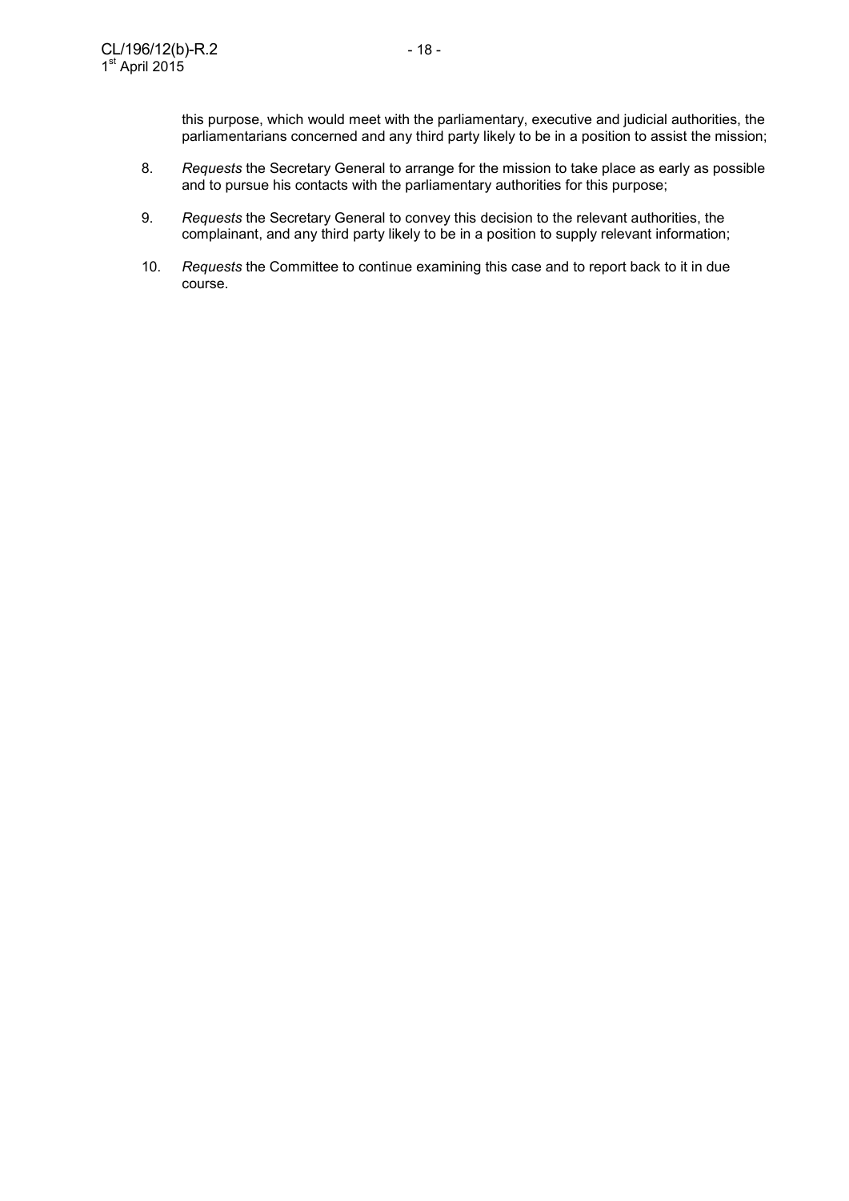this purpose, which would meet with the parliamentary, executive and judicial authorities, the parliamentarians concerned and any third party likely to be in a position to assist the mission;

8. *Requests* the Secretary General to arrange for the mission to take place as early as possible and to pursue his contacts with the parliamentary authorities for this purpose;

9. *Requests* the Secretary General to convey this decision to the relevant authorities, the complainant, and any third party likely to be in a position to supply relevant information;

10. *Requests* the Committee to continue examining this case and to report back to it in due course.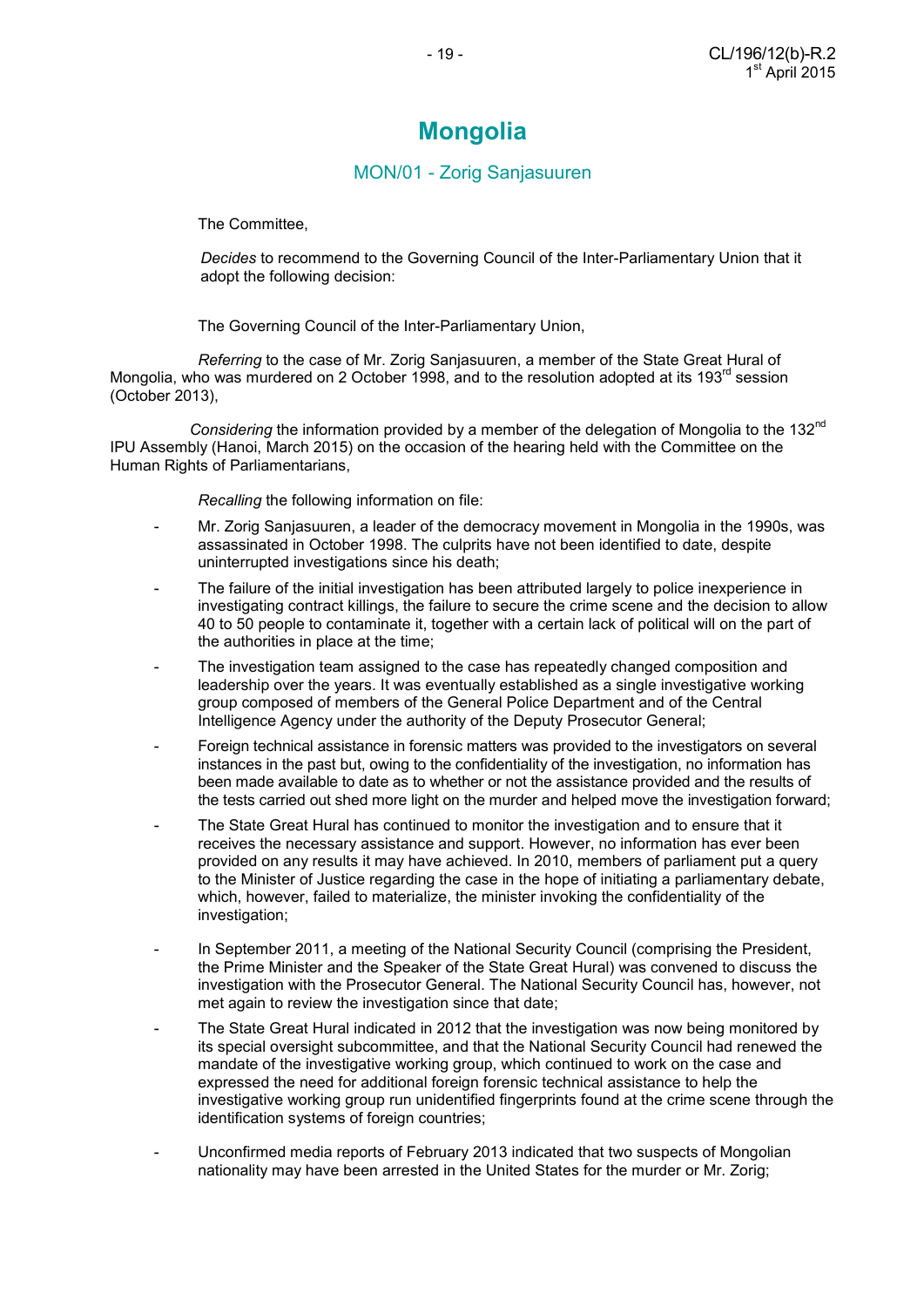# Mongolia

## MON/01 - Zorig Sanjasuuren

The Committee,

*Decides* to recommend to the Governing Council of the Inter-Parliamentary Union that it adopt the following decision:

The Governing Council of the Inter-Parliamentary Union,

*Referring* to the case of Mr. Zorig Sanjasuuren, a member of the State Great Hural of Mongolia, who was murdered on 2 October 1998, and to the resolution adopted at its 193rd session (October 2013),

*Considering* the information provided by a member of the delegation of Mongolia to the 132nd IPU Assembly (Hanoi, March 2015) on the occasion of the hearing held with the Committee on the Human Rights of Parliamentarians,

*Recalling* the following information on file:

- Mr. Zorig Sanjasuuren, a leader of the democracy movement in Mongolia in the 1990s, was assassinated in October 1998. The culprits have not been identified to date, despite uninterrupted investigations since his death;
- The failure of the initial investigation has been attributed largely to police inexperience in investigating contract killings, the failure to secure the crime scene and the decision to allow 40 to 50 people to contaminate it, together with a certain lack of political will on the part of the authorities in place at the time;
- The investigation team assigned to the case has repeatedly changed composition and leadership over the years. It was eventually established as a single investigative working group composed of members of the General Police Department and of the Central Intelligence Agency under the authority of the Deputy Prosecutor General;
- Foreign technical assistance in forensic matters was provided to the investigators on several instances in the past but, owing to the confidentiality of the investigation, no information has been made available to date as to whether or not the assistance provided and the results of the tests carried out shed more light on the murder and helped move the investigation forward;
- The State Great Hural has continued to monitor the investigation and to ensure that it receives the necessary assistance and support. However, no information has ever been provided on any results it may have achieved. In 2010, members of parliament put a query to the Minister of Justice regarding the case in the hope of initiating a parliamentary debate, which, however, failed to materialize, the minister invoking the confidentiality of the investigation;
- In September 2011, a meeting of the National Security Council (comprising the President, the Prime Minister and the Speaker of the State Great Hural) was convened to discuss the investigation with the Prosecutor General. The National Security Council has, however, not met again to review the investigation since that date;
- The State Great Hural indicated in 2012 that the investigation was now being monitored by its special oversight subcommittee, and that the National Security Council had renewed the mandate of the investigative working group, which continued to work on the case and expressed the need for additional foreign forensic technical assistance to help the investigative working group run unidentified fingerprints found at the crime scene through the identification systems of foreign countries;
- Unconfirmed media reports of February 2013 indicated that two suspects of Mongolian nationality may have been arrested in the United States for the murder or Mr. Zorig;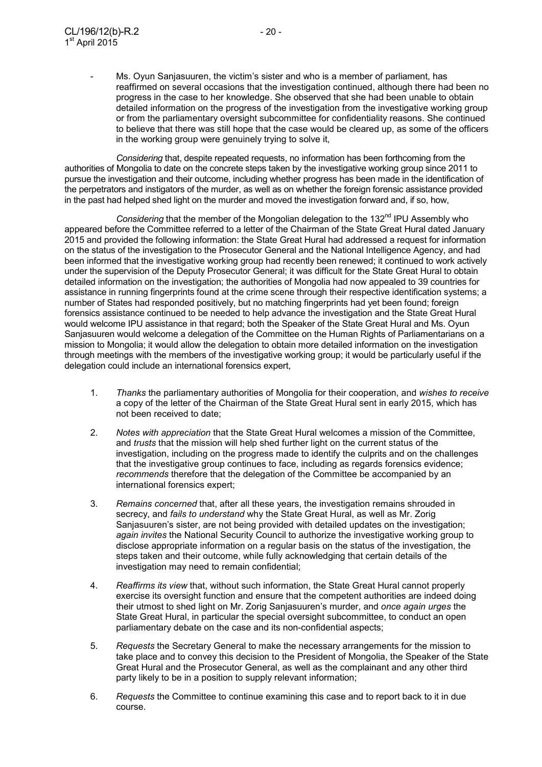- Ms. Oyun Sanjasuuren, the victim's sister and who is a member of parliament, has reaffirmed on several occasions that the investigation continued, although there had been no progress in the case to her knowledge. She observed that she had been unable to obtain detailed information on the progress of the investigation from the investigative working group or from the parliamentary oversight subcommittee for confidentiality reasons. She continued to believe that there was still hope that the case would be cleared up, as some of the officers in the working group were genuinely trying to solve it,

*Considering* that, despite repeated requests, no information has been forthcoming from the authorities of Mongolia to date on the concrete steps taken by the investigative working group since 2011 to pursue the investigation and their outcome, including whether progress has been made in the identification of the perpetrators and instigators of the murder, as well as on whether the foreign forensic assistance provided in the past had helped shed light on the murder and moved the investigation forward and, if so, how,

*Considering* that the member of the Mongolian delegation to the 132nd IPU Assembly who appeared before the Committee referred to a letter of the Chairman of the State Great Hural dated January 2015 and provided the following information: the State Great Hural had addressed a request for information on the status of the investigation to the Prosecutor General and the National Intelligence Agency, and had been informed that the investigative working group had recently been renewed; it continued to work actively under the supervision of the Deputy Prosecutor General; it was difficult for the State Great Hural to obtain detailed information on the investigation; the authorities of Mongolia had now appealed to 39 countries for assistance in running fingerprints found at the crime scene through their respective identification systems; a number of States had responded positively, but no matching fingerprints had yet been found; foreign forensics assistance continued to be needed to help advance the investigation and the State Great Hural would welcome IPU assistance in that regard; both the Speaker of the State Great Hural and Ms. Oyun Sanjasuuren would welcome a delegation of the Committee on the Human Rights of Parliamentarians on a mission to Mongolia; it would allow the delegation to obtain more detailed information on the investigation through meetings with the members of the investigative working group; it would be particularly useful if the delegation could include an international forensics expert,

1. *Thanks* the parliamentary authorities of Mongolia for their cooperation, and *wishes to receive* a copy of the letter of the Chairman of the State Great Hural sent in early 2015, which has not been received to date;

2. *Notes with appreciation* that the State Great Hural welcomes a mission of the Committee, and *trusts* that the mission will help shed further light on the current status of the investigation, including on the progress made to identify the culprits and on the challenges that the investigative group continues to face, including as regards forensics evidence; *recommends* therefore that the delegation of the Committee be accompanied by an international forensics expert;

3. *Remains concerned* that, after all these years, the investigation remains shrouded in secrecy, and *fails to understand* why the State Great Hural, as well as Mr. Zorig Sanjasuuren's sister, are not being provided with detailed updates on the investigation; *again invites* the National Security Council to authorize the investigative working group to disclose appropriate information on a regular basis on the status of the investigation, the steps taken and their outcome, while fully acknowledging that certain details of the investigation may need to remain confidential;

4. *Reaffirms its view* that, without such information, the State Great Hural cannot properly exercise its oversight function and ensure that the competent authorities are indeed doing their utmost to shed light on Mr. Zorig Sanjasuuren's murder, and *once again urges* the State Great Hural, in particular the special oversight subcommittee, to conduct an open parliamentary debate on the case and its non-confidential aspects;

5. *Requests* the Secretary General to make the necessary arrangements for the mission to take place and to convey this decision to the President of Mongolia, the Speaker of the State Great Hural and the Prosecutor General, as well as the complainant and any other third party likely to be in a position to supply relevant information;

6. *Requests* the Committee to continue examining this case and to report back to it in due course.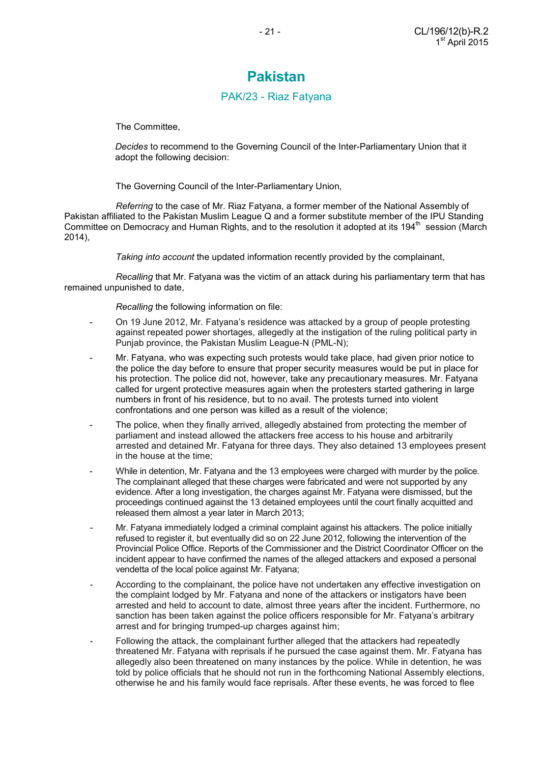# Pakistan

## PAK/23 - Riaz Fatyana

The Committee,

*Decides* to recommend to the Governing Council of the Inter-Parliamentary Union that it adopt the following decision:

The Governing Council of the Inter-Parliamentary Union,

*Referring* to the case of Mr. Riaz Fatyana, a former member of the National Assembly of Pakistan affiliated to the Pakistan Muslim League Q and a former substitute member of the IPU Standing Committee on Democracy and Human Rights, and to the resolution it adopted at its 194th session (March 2014),

*Taking into account* the updated information recently provided by the complainant,

*Recalling* that Mr. Fatyana was the victim of an attack during his parliamentary term that has remained unpunished to date,

*Recalling* the following information on file:

- On 19 June 2012, Mr. Fatyana's residence was attacked by a group of people protesting against repeated power shortages, allegedly at the instigation of the ruling political party in Punjab province, the Pakistan Muslim League-N (PML-N);
- Mr. Fatyana, who was expecting such protests would take place, had given prior notice to the police the day before to ensure that proper security measures would be put in place for his protection. The police did not, however, take any precautionary measures. Mr. Fatyana called for urgent protective measures again when the protesters started gathering in large numbers in front of his residence, but to no avail. The protests turned into violent confrontations and one person was killed as a result of the violence;
- The police, when they finally arrived, allegedly abstained from protecting the member of parliament and instead allowed the attackers free access to his house and arbitrarily arrested and detained Mr. Fatyana for three days. They also detained 13 employees present in the house at the time;
- While in detention, Mr. Fatyana and the 13 employees were charged with murder by the police. The complainant alleged that these charges were fabricated and were not supported by any evidence. After a long investigation, the charges against Mr. Fatyana were dismissed, but the proceedings continued against the 13 detained employees until the court finally acquitted and released them almost a year later in March 2013;
- Mr. Fatyana immediately lodged a criminal complaint against his attackers. The police initially refused to register it, but eventually did so on 22 June 2012, following the intervention of the Provincial Police Office. Reports of the Commissioner and the District Coordinator Officer on the incident appear to have confirmed the names of the alleged attackers and exposed a personal vendetta of the local police against Mr. Fatyana;
- According to the complainant, the police have not undertaken any effective investigation on the complaint lodged by Mr. Fatyana and none of the attackers or instigators have been arrested and held to account to date, almost three years after the incident. Furthermore, no sanction has been taken against the police officers responsible for Mr. Fatyana's arbitrary arrest and for bringing trumped-up charges against him;
- Following the attack, the complainant further alleged that the attackers had repeatedly threatened Mr. Fatyana with reprisals if he pursued the case against them. Mr. Fatyana has allegedly also been threatened on many instances by the police. While in detention, he was told by police officials that he should not run in the forthcoming National Assembly elections, otherwise he and his family would face reprisals. After these events, he was forced to flee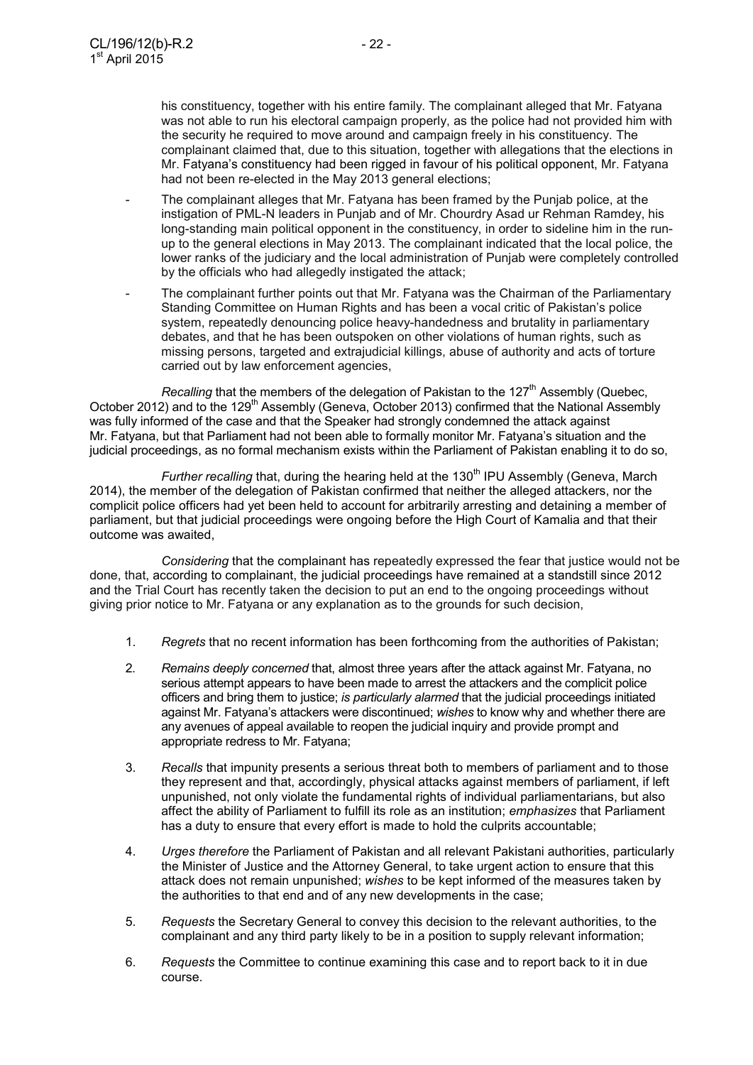his constituency, together with his entire family. The complainant alleged that Mr. Fatyana was not able to run his electoral campaign properly, as the police had not provided him with the security he required to move around and campaign freely in his constituency. The complainant claimed that, due to this situation, together with allegations that the elections in Mr. Fatyana's constituency had been rigged in favour of his political opponent, Mr. Fatyana had not been re-elected in the May 2013 general elections;

- The complainant alleges that Mr. Fatyana has been framed by the Punjab police, at the instigation of PML-N leaders in Punjab and of Mr. Choudrry Asad ur Rehman Ramdey, his long-standing main political opponent in the constituency, in order to sideline him in the run-up to the general elections in May 2013. The complainant indicated that the local police, the lower ranks of the judiciary and the local administration of Punjab were completely controlled by the officials who had allegedly instigated the attack;
- The complainant further points out that Mr. Fatyana was the Chairman of the Parliamentary Standing Committee on Human Rights and has been a vocal critic of Pakistan's police system, repeatedly denouncing police heavy-handedness and brutality in parliamentary debates, and that he has been outspoken on other violations of human rights, such as missing persons, targeted and extrajudicial killings, abuse of authority and acts of torture carried out by law enforcement agencies,

*Recalling* that the members of the delegation of Pakistan to the 127th Assembly (Quebec, October 2012) and to the 129th Assembly (Geneva, October 2013) confirmed that the National Assembly was fully informed of the case and that the Speaker had strongly condemned the attack against Mr. Fatyana, but that Parliament had not been able to formally monitor Mr. Fatyana's situation and the judicial proceedings, as no formal mechanism exists within the Parliament of Pakistan enabling it to do so,

*Further recalling* that, during the hearing held at the 130th IPU Assembly (Geneva, March 2014), the member of the delegation of Pakistan confirmed that neither the alleged attackers, nor the complicit police officers had yet been held to account for arbitrarily arresting and detaining a member of parliament, but that judicial proceedings were ongoing before the High Court of Kamalia and that their outcome was awaited,

*Considering* that the complainant has repeatedly expressed the fear that justice would not be done, that, according to complainant, the judicial proceedings have remained at a standstill since 2012 and the Trial Court has recently taken the decision to put an end to the ongoing proceedings without giving prior notice to Mr. Fatyana or any explanation as to the grounds for such decision,

1. *Regrets* that no recent information has been forthcoming from the authorities of Pakistan;
2. *Remains deeply concerned* that, almost three years after the attack against Mr. Fatyana, no serious attempt appears to have been made to arrest the attackers and the complicit police officers and bring them to justice; *is particularly alarmed* that the judicial proceedings initiated against Mr. Fatyana's attackers were discontinued; *wishes* to know why and whether there are any avenues of appeal available to reopen the judicial inquiry and provide prompt and appropriate redress to Mr. Fatyana;
3. *Recalls* that impunity presents a serious threat both to members of parliament and to those they represent and that, accordingly, physical attacks against members of parliament, if left unpunished, not only violate the fundamental rights of individual parliamentarians, but also affect the ability of Parliament to fulfill its role as an institution; *emphasizes* that Parliament has a duty to ensure that every effort is made to hold the culprits accountable;
4. *Urges therefore* the Parliament of Pakistan and all relevant Pakistani authorities, particularly the Minister of Justice and the Attorney General, to take urgent action to ensure that this attack does not remain unpunished; *wishes* to be kept informed of the measures taken by the authorities to that end and of any new developments in the case;
5. *Requests* the Secretary General to convey this decision to the relevant authorities, to the complainant and any third party likely to be in a position to supply relevant information;
6. *Requests* the Committee to continue examining this case and to report back to it in due course.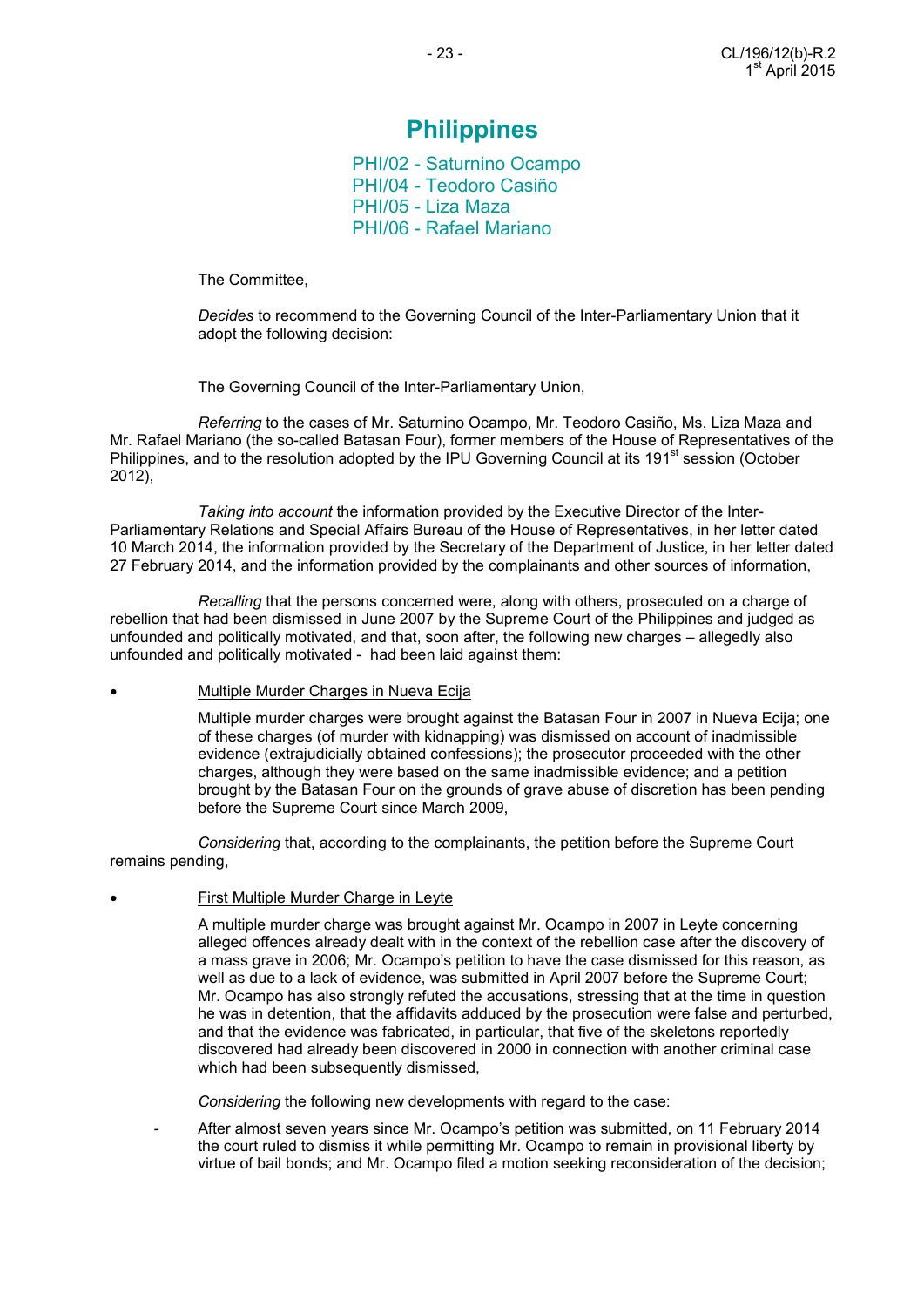# Philippines

## PHI/02 - Saturnino Ocampo
## PHI/04 - Teodoro Casiño
## PHI/05 - Liza Maza
## PHI/06 - Rafael Mariano

The Committee,

*Decides* to recommend to the Governing Council of the Inter-Parliamentary Union that it adopt the following decision:

The Governing Council of the Inter-Parliamentary Union,

*Referring* to the cases of Mr. Saturnino Ocampo, Mr. Teodoro Casiño, Ms. Liza Maza and Mr. Rafael Mariano (the so-called Batasan Four), former members of the House of Representatives of the Philippines, and to the resolution adopted by the IPU Governing Council at its 191st session (October 2012),

*Taking into account* the information provided by the Executive Director of the Inter-Parliamentary Relations and Special Affairs Bureau of the House of Representatives, in her letter dated 10 March 2014, the information provided by the Secretary of the Department of Justice, in her letter dated 27 February 2014, and the information provided by the complainants and other sources of information,

*Recalling* that the persons concerned were, along with others, prosecuted on a charge of rebellion that had been dismissed in June 2007 by the Supreme Court of the Philippines and judged as unfounded and politically motivated, and that, soon after, the following new charges – allegedly also unfounded and politically motivated - had been laid against them:

- Multiple Murder Charges in Nueva Ecija

  Multiple murder charges were brought against the Batasan Four in 2007 in Nueva Ecija; one of these charges (of murder with kidnapping) was dismissed on account of inadmissible evidence (extrajudicially obtained confessions); the prosecutor proceeded with the other charges, although they were based on the same inadmissible evidence; and a petition brought by the Batasan Four on the grounds of grave abuse of discretion has been pending before the Supreme Court since March 2009,

*Considering* that, according to the complainants, the petition before the Supreme Court remains pending,

- First Multiple Murder Charge in Leyte

  A multiple murder charge was brought against Mr. Ocampo in 2007 in Leyte concerning alleged offences already dealt with in the context of the rebellion case after the discovery of a mass grave in 2006; Mr. Ocampo's petition to have the case dismissed for this reason, as well as due to a lack of evidence, was submitted in April 2007 before the Supreme Court; Mr. Ocampo has also strongly refuted the accusations, stressing that at the time in question he was in detention, that the affidavits adduced by the prosecution were false and perturbed, and that the evidence was fabricated, in particular, that five of the skeletons reportedly discovered had already been discovered in 2000 in connection with another criminal case which had been subsequently dismissed,

  *Considering* the following new developments with regard to the case:

  - After almost seven years since Mr. Ocampo's petition was submitted, on 11 February 2014 the court ruled to dismiss it while permitting Mr. Ocampo to remain in provisional liberty by virtue of bail bonds; and Mr. Ocampo filed a motion seeking reconsideration of the decision;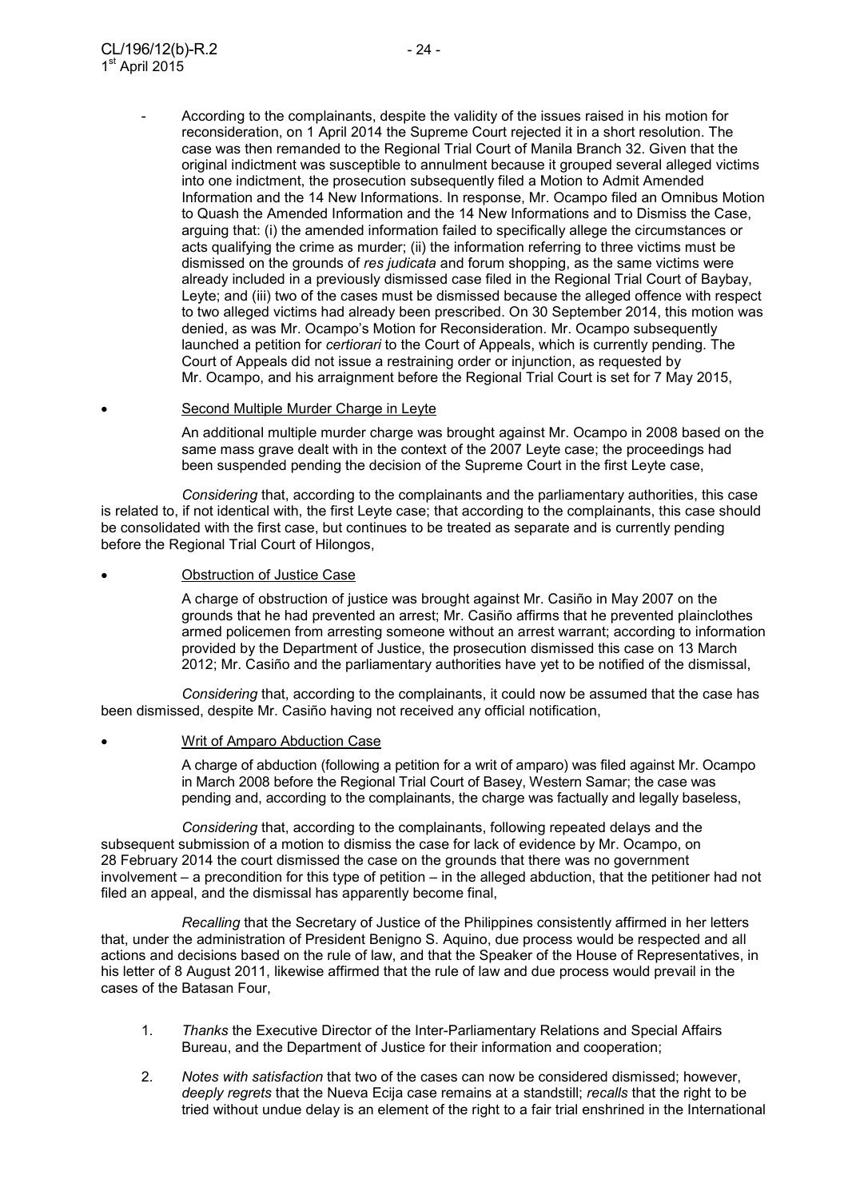- According to the complainants, despite the validity of the issues raised in his motion for reconsideration, on 1 April 2014 the Supreme Court rejected it in a short resolution. The case was then remanded to the Regional Trial Court of Manila Branch 32. Given that the original indictment was susceptible to annulment because it grouped several alleged victims into one indictment, the prosecution subsequently filed a Motion to Admit Amended Information and the 14 New Informations. In response, Mr. Ocampo filed an Omnibus Motion to Quash the Amended Information and the 14 New Informations and to Dismiss the Case, arguing that: (i) the amended information failed to specifically allege the circumstances or acts qualifying the crime as murder; (ii) the information referring to three victims must be dismissed on the grounds of *res judicata* and forum shopping, as the same victims were already included in a previously dismissed case filed in the Regional Trial Court of Baybay, Leyte; and (iii) two of the cases must be dismissed because the alleged offence with respect to two alleged victims had already been prescribed. On 30 September 2014, this motion was denied, as was Mr. Ocampo's Motion for Reconsideration. Mr. Ocampo subsequently launched a petition for *certiorari* to the Court of Appeals, which is currently pending. The Court of Appeals did not issue a restraining order or injunction, as requested by Mr. Ocampo, and his arraignment before the Regional Trial Court is set for 7 May 2015,

- Second Multiple Murder Charge in Leyte

  An additional multiple murder charge was brought against Mr. Ocampo in 2008 based on the same mass grave dealt with in the context of the 2007 Leyte case; the proceedings had been suspended pending the decision of the Supreme Court in the first Leyte case,

*Considering* that, according to the complainants and the parliamentary authorities, this case is related to, if not identical with, the first Leyte case; that according to the complainants, this case should be consolidated with the first case, but continues to be treated as separate and is currently pending before the Regional Trial Court of Hilongos,

- Obstruction of Justice Case

  A charge of obstruction of justice was brought against Mr. Casiño in May 2007 on the grounds that he had prevented an arrest; Mr. Casiño affirms that he prevented plainclothes armed policemen from arresting someone without an arrest warrant; according to information provided by the Department of Justice, the prosecution dismissed this case on 13 March 2012; Mr. Casiño and the parliamentary authorities have yet to be notified of the dismissal,

*Considering* that, according to the complainants, it could now be assumed that the case has been dismissed, despite Mr. Casiño having not received any official notification,

- Writ of Amparo Abduction Case

  A charge of abduction (following a petition for a writ of amparo) was filed against Mr. Ocampo in March 2008 before the Regional Trial Court of Basey, Western Samar; the case was pending and, according to the complainants, the charge was factually and legally baseless,

*Considering* that, according to the complainants, following repeated delays and the subsequent submission of a motion to dismiss the case for lack of evidence by Mr. Ocampo, on 28 February 2014 the court dismissed the case on the grounds that there was no government involvement – a precondition for this type of petition – in the alleged abduction, that the petitioner had not filed an appeal, and the dismissal has apparently become final,

*Recalling* that the Secretary of Justice of the Philippines consistently affirmed in her letters that, under the administration of President Benigno S. Aquino, due process would be respected and all actions and decisions based on the rule of law, and that the Speaker of the House of Representatives, in his letter of 8 August 2011, likewise affirmed that the rule of law and due process would prevail in the cases of the Batasan Four,

1. *Thanks* the Executive Director of the Inter-Parliamentary Relations and Special Affairs Bureau, and the Department of Justice for their information and cooperation;

2. *Notes with satisfaction* that two of the cases can now be considered dismissed; however, *deeply regrets* that the Nueva Ecija case remains at a standstill; *recalls* that the right to be tried without undue delay is an element of the right to a fair trial enshrined in the International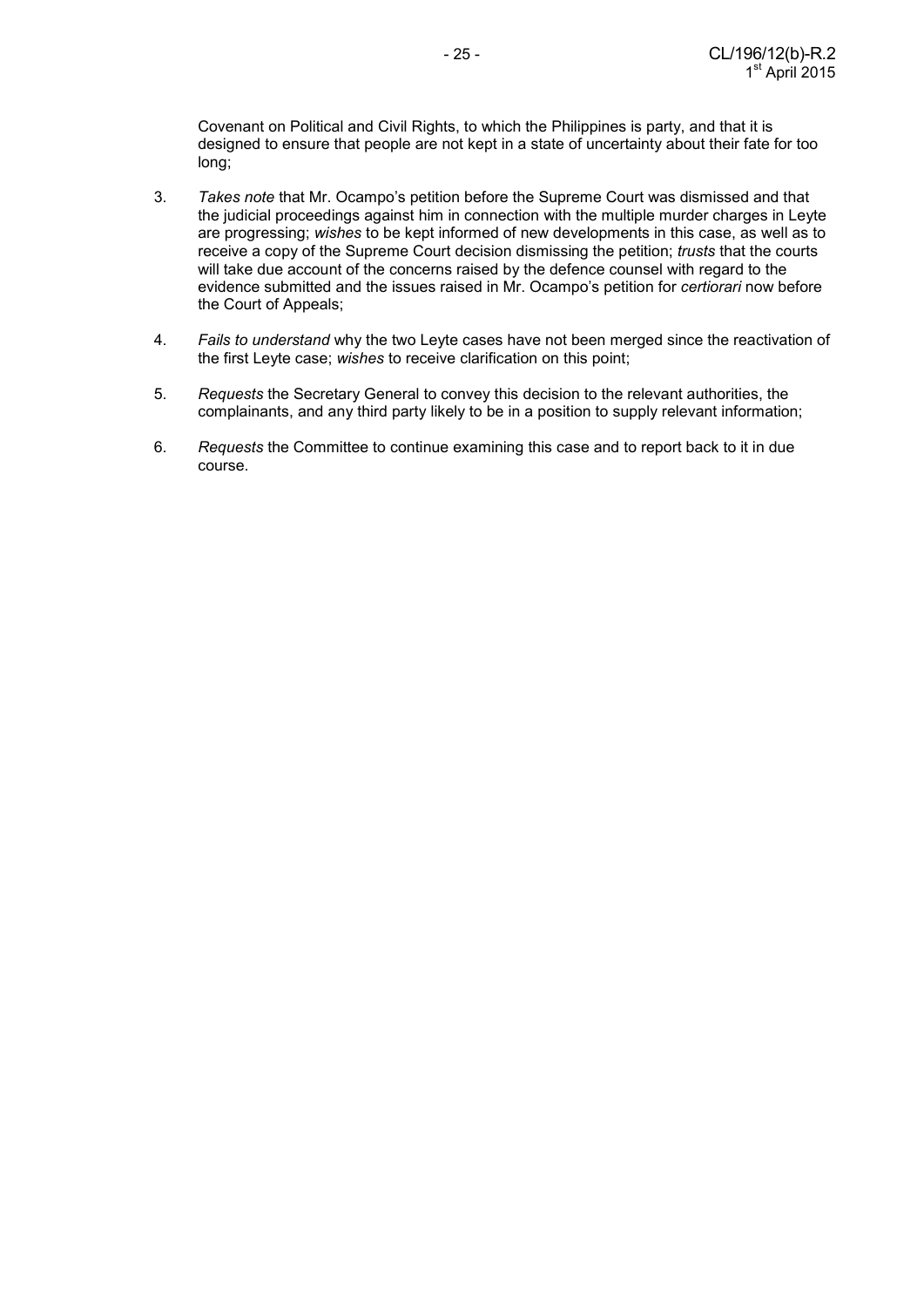Covenant on Political and Civil Rights, to which the Philippines is party, and that it is designed to ensure that people are not kept in a state of uncertainty about their fate for too long;

3. *Takes note* that Mr. Ocampo's petition before the Supreme Court was dismissed and that the judicial proceedings against him in connection with the multiple murder charges in Leyte are progressing; *wishes* to be kept informed of new developments in this case, as well as to receive a copy of the Supreme Court decision dismissing the petition; *trusts* that the courts will take due account of the concerns raised by the defence counsel with regard to the evidence submitted and the issues raised in Mr. Ocampo's petition for *certiorari* now before the Court of Appeals;

4. *Fails to understand* why the two Leyte cases have not been merged since the reactivation of the first Leyte case; *wishes* to receive clarification on this point;

5. *Requests* the Secretary General to convey this decision to the relevant authorities, the complainants, and any third party likely to be in a position to supply relevant information;

6. *Requests* the Committee to continue examining this case and to report back to it in due course.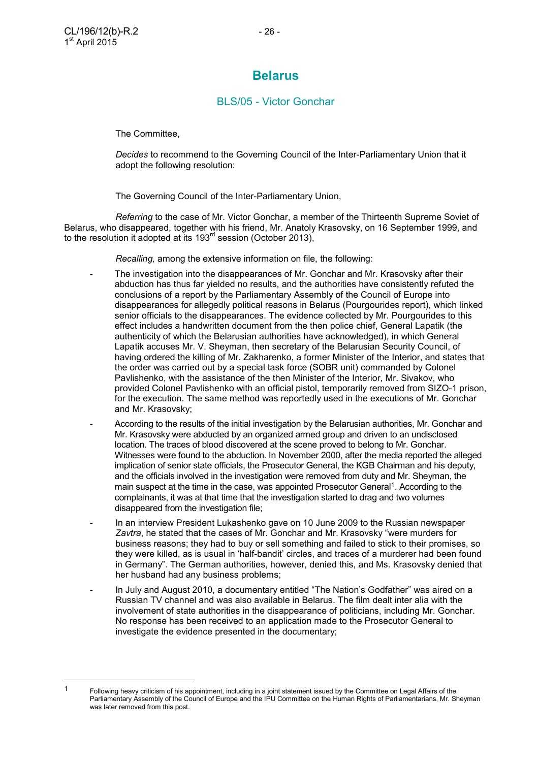# Belarus

## BLS/05 - Victor Gonchar

The Committee,

*Decides* to recommend to the Governing Council of the Inter-Parliamentary Union that it adopt the following resolution:

The Governing Council of the Inter-Parliamentary Union,

*Referring* to the case of Mr. Victor Gonchar, a member of the Thirteenth Supreme Soviet of Belarus, who disappeared, together with his friend, Mr. Anatoly Krasovsky, on 16 September 1999, and to the resolution it adopted at its 193rd session (October 2013),

*Recalling,* among the extensive information on file, the following:

- The investigation into the disappearances of Mr. Gonchar and Mr. Krasovsky after their abduction has thus far yielded no results, and the authorities have consistently refuted the conclusions of a report by the Parliamentary Assembly of the Council of Europe into disappearances for allegedly political reasons in Belarus (Pourgourides report), which linked senior officials to the disappearances. The evidence collected by Mr. Pourgourides to this effect includes a handwritten document from the then police chief, General Lapatik (the authenticity of which the Belarusian authorities have acknowledged), in which General Lapatik accuses Mr. V. Sheyman, then secretary of the Belarusian Security Council, of having ordered the killing of Mr. Zakharenko, a former Minister of the Interior, and states that the order was carried out by a special task force (SOBR unit) commanded by Colonel Pavlishenko, with the assistance of the then Minister of the Interior, Mr. Sivakov, who provided Colonel Pavlishenko with an official pistol, temporarily removed from SIZO-1 prison, for the execution. The same method was reportedly used in the executions of Mr. Gonchar and Mr. Krasovsky;
- According to the results of the initial investigation by the Belarusian authorities, Mr. Gonchar and Mr. Krasovsky were abducted by an organized armed group and driven to an undisclosed location. The traces of blood discovered at the scene proved to belong to Mr. Gonchar. Witnesses were found to the abduction. In November 2000, after the media reported the alleged implication of senior state officials, the Prosecutor General, the KGB Chairman and his deputy, and the officials involved in the investigation were removed from duty and Mr. Sheyman, the main suspect at the time in the case, was appointed Prosecutor General[1]. According to the complainants, it was at that time that the investigation started to drag and two volumes disappeared from the investigation file;
- In an interview President Lukashenko gave on 10 June 2009 to the Russian newspaper *Zavtra*, he stated that the cases of Mr. Gonchar and Mr. Krasovsky "were murders for business reasons; they had to buy or sell something and failed to stick to their promises, so they were killed, as is usual in 'half-bandit' circles, and traces of a murderer had been found in Germany". The German authorities, however, denied this, and Ms. Krasovsky denied that her husband had any business problems;
- In July and August 2010, a documentary entitled "The Nation's Godfather" was aired on a Russian TV channel and was also available in Belarus. The film dealt inter alia with the involvement of state authorities in the disappearance of politicians, including Mr. Gonchar. No response has been received to an application made to the Prosecutor General to investigate the evidence presented in the documentary;

[1] Following heavy criticism of his appointment, including in a joint statement issued by the Committee on Legal Affairs of the Parliamentary Assembly of the Council of Europe and the IPU Committee on the Human Rights of Parliamentarians, Mr. Sheyman was later removed from this post.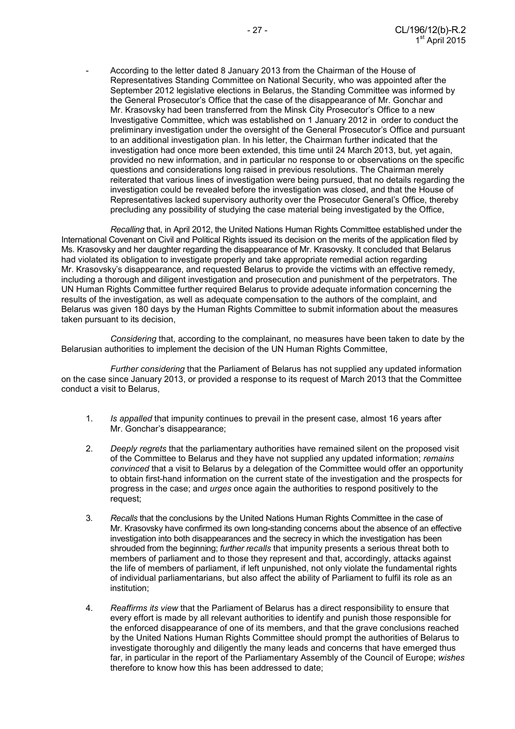- According to the letter dated 8 January 2013 from the Chairman of the House of Representatives Standing Committee on National Security, who was appointed after the September 2012 legislative elections in Belarus, the Standing Committee was informed by the General Prosecutor's Office that the case of the disappearance of Mr. Gonchar and Mr. Krasovsky had been transferred from the Minsk City Prosecutor's Office to a new Investigative Committee, which was established on 1 January 2012 in order to conduct the preliminary investigation under the oversight of the General Prosecutor's Office and pursuant to an additional investigation plan. In his letter, the Chairman further indicated that the investigation had once more been extended, this time until 24 March 2013, but, yet again, provided no new information, and in particular no response to or observations on the specific questions and considerations long raised in previous resolutions. The Chairman merely reiterated that various lines of investigation were being pursued, that no details regarding the investigation could be revealed before the investigation was closed, and that the House of Representatives lacked supervisory authority over the Prosecutor General's Office, thereby precluding any possibility of studying the case material being investigated by the Office,

*Recalling* that, in April 2012, the United Nations Human Rights Committee established under the International Covenant on Civil and Political Rights issued its decision on the merits of the application filed by Ms. Krasovsky and her daughter regarding the disappearance of Mr. Krasovsky. It concluded that Belarus had violated its obligation to investigate properly and take appropriate remedial action regarding Mr. Krasovsky's disappearance, and requested Belarus to provide the victims with an effective remedy, including a thorough and diligent investigation and prosecution and punishment of the perpetrators. The UN Human Rights Committee further required Belarus to provide adequate information concerning the results of the investigation, as well as adequate compensation to the authors of the complaint, and Belarus was given 180 days by the Human Rights Committee to submit information about the measures taken pursuant to its decision,

*Considering* that, according to the complainant, no measures have been taken to date by the Belarusian authorities to implement the decision of the UN Human Rights Committee,

*Further considering* that the Parliament of Belarus has not supplied any updated information on the case since January 2013, or provided a response to its request of March 2013 that the Committee conduct a visit to Belarus,

1. *Is appalled* that impunity continues to prevail in the present case, almost 16 years after Mr. Gonchar's disappearance;

2. *Deeply regrets* that the parliamentary authorities have remained silent on the proposed visit of the Committee to Belarus and they have not supplied any updated information; *remains convinced* that a visit to Belarus by a delegation of the Committee would offer an opportunity to obtain first-hand information on the current state of the investigation and the prospects for progress in the case; and *urges* once again the authorities to respond positively to the request;

3. *Recalls* that the conclusions by the United Nations Human Rights Committee in the case of Mr. Krasovsky have confirmed its own long-standing concerns about the absence of an effective investigation into both disappearances and the secrecy in which the investigation has been shrouded from the beginning; *further recalls* that impunity presents a serious threat both to members of parliament and to those they represent and that, accordingly, attacks against the life of members of parliament, if left unpunished, not only violate the fundamental rights of individual parliamentarians, but also affect the ability of Parliament to fulfil its role as an institution;

4. *Reaffirms its view* that the Parliament of Belarus has a direct responsibility to ensure that every effort is made by all relevant authorities to identify and punish those responsible for the enforced disappearance of one of its members, and that the grave conclusions reached by the United Nations Human Rights Committee should prompt the authorities of Belarus to investigate thoroughly and diligently the many leads and concerns that have emerged thus far, in particular in the report of the Parliamentary Assembly of the Council of Europe; *wishes* therefore to know how this has been addressed to date;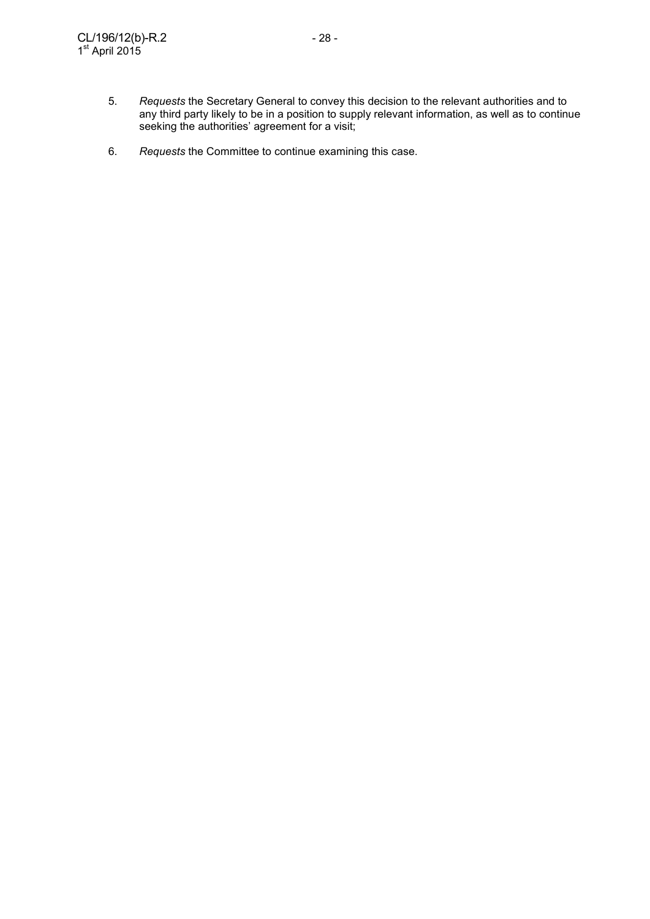5. *Requests* the Secretary General to convey this decision to the relevant authorities and to any third party likely to be in a position to supply relevant information, as well as to continue seeking the authorities' agreement for a visit;

6. *Requests* the Committee to continue examining this case.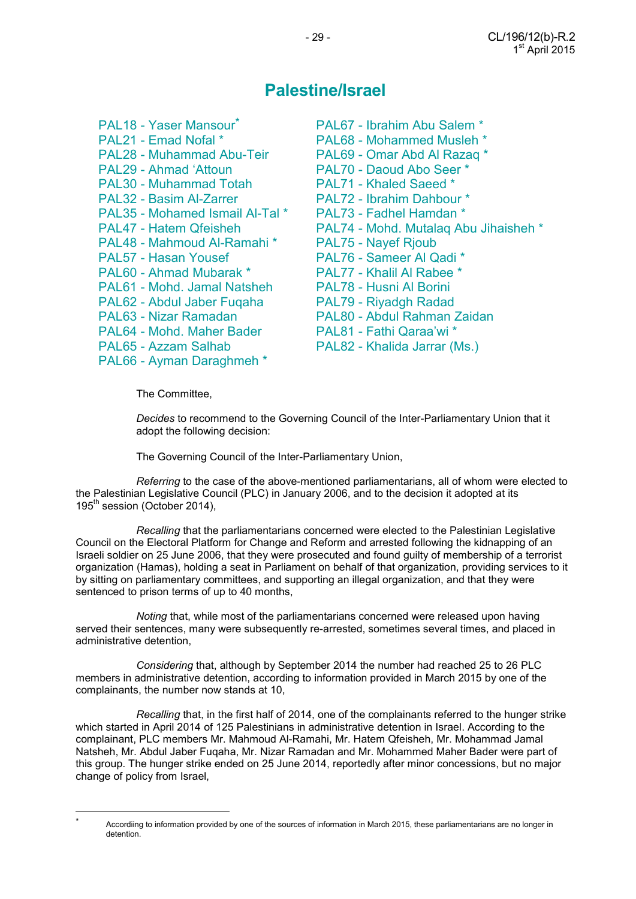# Palestine/Israel

PAL18 - Yaser Mansour*
PAL21 - Emad Nofal *
PAL28 - Muhammad Abu-Teir
PAL29 - Ahmad 'Attoun
PAL30 - Muhammad Totah
PAL32 - Basim Al-Zarrer
PAL35 - Mohamed Ismail Al-Tal *
PAL47 - Hatem Qfeisheh
PAL48 - Mahmoud Al-Ramahi *
PAL57 - Hasan Yousef
PAL60 - Ahmad Mubarak *
PAL61 - Mohd. Jamal Natsheh
PAL62 - Abdul Jaber Fuqaha
PAL63 - Nizar Ramadan
PAL64 - Mohd. Maher Bader
PAL65 - Azzam Salhab
PAL66 - Ayman Daraghmeh *
PAL67 - Ibrahim Abu Salem *
PAL68 - Mohammed Musleh *
PAL69 - Omar Abd Al Razaq *
PAL70 - Daoud Abo Seer *
PAL71 - Khaled Saeed *
PAL72 - Ibrahim Dahbour *
PAL73 - Fadhel Hamdan *
PAL74 - Mohd. Mutalaq Abu Jihaisheh *
PAL75 - Nayef Rjoub
PAL76 - Sameer Al Qadi *
PAL77 - Khalil Al Rabee *
PAL78 - Husni Al Borini
PAL79 - Riyadgh Radad
PAL80 - Abdul Rahman Zaidan
PAL81 - Fathi Qaraa'wi *
PAL82 - Khalida Jarrar (Ms.)

The Committee,

*Decides* to recommend to the Governing Council of the Inter-Parliamentary Union that it adopt the following decision:

The Governing Council of the Inter-Parliamentary Union,

*Referring* to the case of the above-mentioned parliamentarians, all of whom were elected to the Palestinian Legislative Council (PLC) in January 2006, and to the decision it adopted at its 195th session (October 2014),

*Recalling* that the parliamentarians concerned were elected to the Palestinian Legislative Council on the Electoral Platform for Change and Reform and arrested following the kidnapping of an Israeli soldier on 25 June 2006, that they were prosecuted and found guilty of membership of a terrorist organization (Hamas), holding a seat in Parliament on behalf of that organization, providing services to it by sitting on parliamentary committees, and supporting an illegal organization, and that they were sentenced to prison terms of up to 40 months,

*Noting* that, while most of the parliamentarians concerned were released upon having served their sentences, many were subsequently re-arrested, sometimes several times, and placed in administrative detention,

*Considering* that, although by September 2014 the number had reached 25 to 26 PLC members in administrative detention, according to information provided in March 2015 by one of the complainants, the number now stands at 10,

*Recalling* that, in the first half of 2014, one of the complainants referred to the hunger strike which started in April 2014 of 125 Palestinians in administrative detention in Israel. According to the complainant, PLC members Mr. Mahmoud Al-Ramahi, Mr. Hatem Qfeisheh, Mr. Mohammad Jamal Natsheh, Mr. Abdul Jaber Fuqaha, Mr. Nizar Ramadan and Mr. Mohammed Maher Bader were part of this group. The hunger strike ended on 25 June 2014, reportedly after minor concessions, but no major change of policy from Israel,

* Accordiing to information provided by one of the sources of information in March 2015, these parliamentarians are no longer in detention.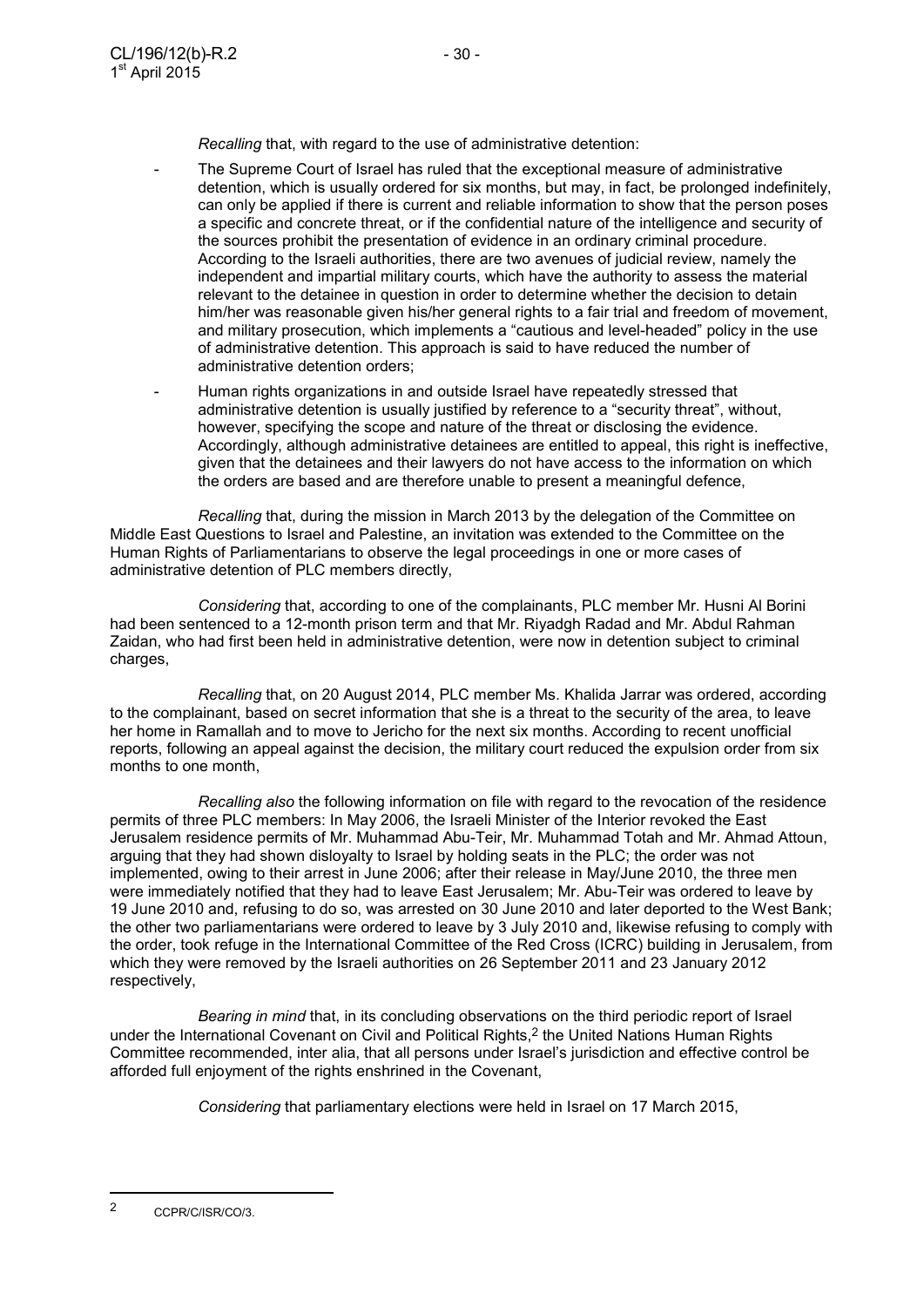*Recalling* that, with regard to the use of administrative detention:

- The Supreme Court of Israel has ruled that the exceptional measure of administrative detention, which is usually ordered for six months, but may, in fact, be prolonged indefinitely, can only be applied if there is current and reliable information to show that the person poses a specific and concrete threat, or if the confidential nature of the intelligence and security of the sources prohibit the presentation of evidence in an ordinary criminal procedure. According to the Israeli authorities, there are two avenues of judicial review, namely the independent and impartial military courts, which have the authority to assess the material relevant to the detainee in question in order to determine whether the decision to detain him/her was reasonable given his/her general rights to a fair trial and freedom of movement, and military prosecution, which implements a "cautious and level-headed" policy in the use of administrative detention. This approach is said to have reduced the number of administrative detention orders;
- Human rights organizations in and outside Israel have repeatedly stressed that administrative detention is usually justified by reference to a "security threat", without, however, specifying the scope and nature of the threat or disclosing the evidence. Accordingly, although administrative detainees are entitled to appeal, this right is ineffective, given that the detainees and their lawyers do not have access to the information on which the orders are based and are therefore unable to present a meaningful defence,

*Recalling* that, during the mission in March 2013 by the delegation of the Committee on Middle East Questions to Israel and Palestine, an invitation was extended to the Committee on the Human Rights of Parliamentarians to observe the legal proceedings in one or more cases of administrative detention of PLC members directly,

*Considering* that, according to one of the complainants, PLC member Mr. Husni Al Borini had been sentenced to a 12-month prison term and that Mr. Riyadgh Radad and Mr. Abdul Rahman Zaidan, who had first been held in administrative detention, were now in detention subject to criminal charges,

*Recalling* that, on 20 August 2014, PLC member Ms. Khalida Jarrar was ordered, according to the complainant, based on secret information that she is a threat to the security of the area, to leave her home in Ramallah and to move to Jericho for the next six months. According to recent unofficial reports, following an appeal against the decision, the military court reduced the expulsion order from six months to one month,

*Recalling also* the following information on file with regard to the revocation of the residence permits of three PLC members: In May 2006, the Israeli Minister of the Interior revoked the East Jerusalem residence permits of Mr. Muhammad Abu-Teir, Mr. Muhammad Totah and Mr. Ahmad Attoun, arguing that they had shown disloyalty to Israel by holding seats in the PLC; the order was not implemented, owing to their arrest in June 2006; after their release in May/June 2010, the three men were immediately notified that they had to leave East Jerusalem; Mr. Abu-Teir was ordered to leave by 19 June 2010 and, refusing to do so, was arrested on 30 June 2010 and later deported to the West Bank; the other two parliamentarians were ordered to leave by 3 July 2010 and, likewise refusing to comply with the order, took refuge in the International Committee of the Red Cross (ICRC) building in Jerusalem, from which they were removed by the Israeli authorities on 26 September 2011 and 23 January 2012 respectively,

*Bearing in mind* that, in its concluding observations on the third periodic report of Israel under the International Covenant on Civil and Political Rights,[2] the United Nations Human Rights Committee recommended, inter alia, that all persons under Israel's jurisdiction and effective control be afforded full enjoyment of the rights enshrined in the Covenant,

*Considering* that parliamentary elections were held in Israel on 17 March 2015,

---

[2] CCPR/C/ISR/CO/3.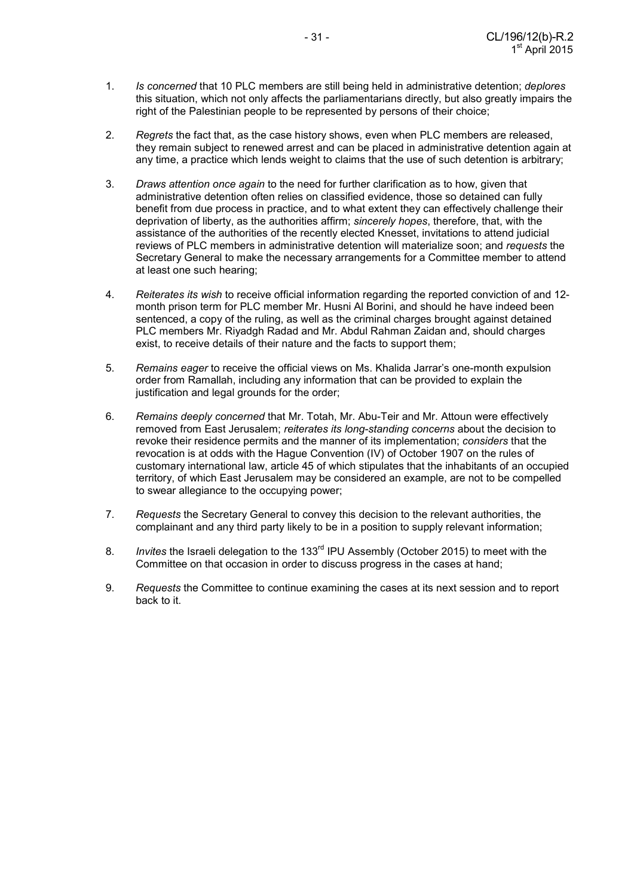1. *Is concerned* that 10 PLC members are still being held in administrative detention; *deplores* this situation, which not only affects the parliamentarians directly, but also greatly impairs the right of the Palestinian people to be represented by persons of their choice;

2. *Regrets* the fact that, as the case history shows, even when PLC members are released, they remain subject to renewed arrest and can be placed in administrative detention again at any time, a practice which lends weight to claims that the use of such detention is arbitrary;

3. *Draws attention once again* to the need for further clarification as to how, given that administrative detention often relies on classified evidence, those so detained can fully benefit from due process in practice, and to what extent they can effectively challenge their deprivation of liberty, as the authorities affirm; *sincerely hopes*, therefore, that, with the assistance of the authorities of the recently elected Knesset, invitations to attend judicial reviews of PLC members in administrative detention will materialize soon; and *requests* the Secretary General to make the necessary arrangements for a Committee member to attend at least one such hearing;

4. *Reiterates its wish* to receive official information regarding the reported conviction of and 12-month prison term for PLC member Mr. Husni Al Borini, and should he have indeed been sentenced, a copy of the ruling, as well as the criminal charges brought against detained PLC members Mr. Riyadgh Radad and Mr. Abdul Rahman Zaidan and, should charges exist, to receive details of their nature and the facts to support them;

5. *Remains eager* to receive the official views on Ms. Khalida Jarrar's one-month expulsion order from Ramallah, including any information that can be provided to explain the justification and legal grounds for the order;

6. *Remains deeply concerned* that Mr. Totah, Mr. Abu-Teir and Mr. Attoun were effectively removed from East Jerusalem; *reiterates its long-standing concerns* about the decision to revoke their residence permits and the manner of its implementation; *considers* that the revocation is at odds with the Hague Convention (IV) of October 1907 on the rules of customary international law, article 45 of which stipulates that the inhabitants of an occupied territory, of which East Jerusalem may be considered an example, are not to be compelled to swear allegiance to the occupying power;

7. *Requests* the Secretary General to convey this decision to the relevant authorities, the complainant and any third party likely to be in a position to supply relevant information;

8. *Invites* the Israeli delegation to the 133rd IPU Assembly (October 2015) to meet with the Committee on that occasion in order to discuss progress in the cases at hand;

9. *Requests* the Committee to continue examining the cases at its next session and to report back to it.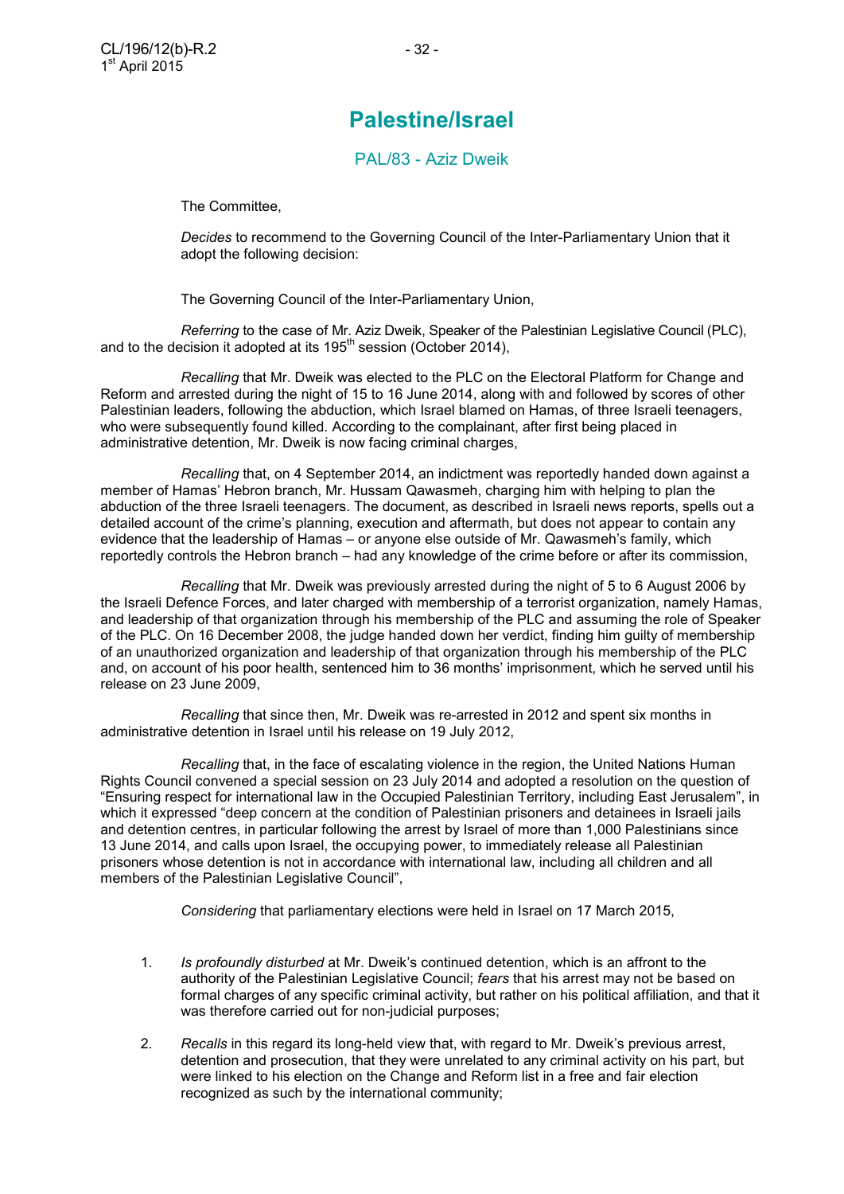# Palestine/Israel

## PAL/83 - Aziz Dweik

The Committee,

*Decides* to recommend to the Governing Council of the Inter-Parliamentary Union that it adopt the following decision:

The Governing Council of the Inter-Parliamentary Union,

*Referring* to the case of Mr. Aziz Dweik, Speaker of the Palestinian Legislative Council (PLC), and to the decision it adopted at its 195th session (October 2014),

*Recalling* that Mr. Dweik was elected to the PLC on the Electoral Platform for Change and Reform and arrested during the night of 15 to 16 June 2014, along with and followed by scores of other Palestinian leaders, following the abduction, which Israel blamed on Hamas, of three Israeli teenagers, who were subsequently found killed. According to the complainant, after first being placed in administrative detention, Mr. Dweik is now facing criminal charges,

*Recalling* that, on 4 September 2014, an indictment was reportedly handed down against a member of Hamas' Hebron branch, Mr. Hussam Qawasmeh, charging him with helping to plan the abduction of the three Israeli teenagers. The document, as described in Israeli news reports, spells out a detailed account of the crime's planning, execution and aftermath, but does not appear to contain any evidence that the leadership of Hamas – or anyone else outside of Mr. Qawasmeh's family, which reportedly controls the Hebron branch – had any knowledge of the crime before or after its commission,

*Recalling* that Mr. Dweik was previously arrested during the night of 5 to 6 August 2006 by the Israeli Defence Forces, and later charged with membership of a terrorist organization, namely Hamas, and leadership of that organization through his membership of the PLC and assuming the role of Speaker of the PLC. On 16 December 2008, the judge handed down her verdict, finding him guilty of membership of an unauthorized organization and leadership of that organization through his membership of the PLC and, on account of his poor health, sentenced him to 36 months' imprisonment, which he served until his release on 23 June 2009,

*Recalling* that since then, Mr. Dweik was re-arrested in 2012 and spent six months in administrative detention in Israel until his release on 19 July 2012,

*Recalling* that, in the face of escalating violence in the region, the United Nations Human Rights Council convened a special session on 23 July 2014 and adopted a resolution on the question of "Ensuring respect for international law in the Occupied Palestinian Territory, including East Jerusalem", in which it expressed "deep concern at the condition of Palestinian prisoners and detainees in Israeli jails and detention centres, in particular following the arrest by Israel of more than 1,000 Palestinians since 13 June 2014, and calls upon Israel, the occupying power, to immediately release all Palestinian prisoners whose detention is not in accordance with international law, including all children and all members of the Palestinian Legislative Council",

*Considering* that parliamentary elections were held in Israel on 17 March 2015,

1. *Is profoundly disturbed* at Mr. Dweik's continued detention, which is an affront to the authority of the Palestinian Legislative Council; *fears* that his arrest may not be based on formal charges of any specific criminal activity, but rather on his political affiliation, and that it was therefore carried out for non-judicial purposes;

2. *Recalls* in this regard its long-held view that, with regard to Mr. Dweik's previous arrest, detention and prosecution, that they were unrelated to any criminal activity on his part, but were linked to his election on the Change and Reform list in a free and fair election recognized as such by the international community;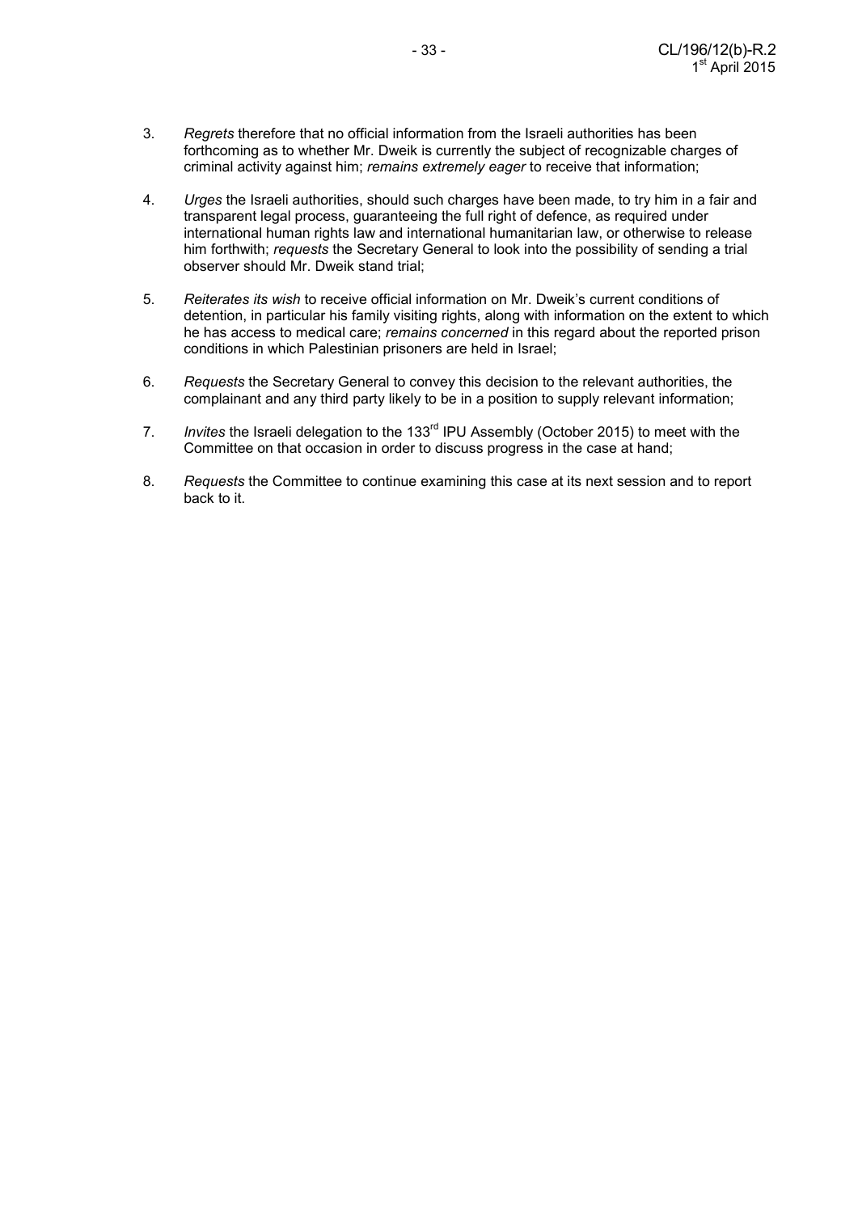3. *Regrets* therefore that no official information from the Israeli authorities has been forthcoming as to whether Mr. Dweik is currently the subject of recognizable charges of criminal activity against him; *remains extremely eager* to receive that information;

4. *Urges* the Israeli authorities, should such charges have been made, to try him in a fair and transparent legal process, guaranteeing the full right of defence, as required under international human rights law and international humanitarian law, or otherwise to release him forthwith; *requests* the Secretary General to look into the possibility of sending a trial observer should Mr. Dweik stand trial;

5. *Reiterates its wish* to receive official information on Mr. Dweik's current conditions of detention, in particular his family visiting rights, along with information on the extent to which he has access to medical care; *remains concerned* in this regard about the reported prison conditions in which Palestinian prisoners are held in Israel;

6. *Requests* the Secretary General to convey this decision to the relevant authorities, the complainant and any third party likely to be in a position to supply relevant information;

7. *Invites* the Israeli delegation to the 133rd IPU Assembly (October 2015) to meet with the Committee on that occasion in order to discuss progress in the case at hand;

8. *Requests* the Committee to continue examining this case at its next session and to report back to it.